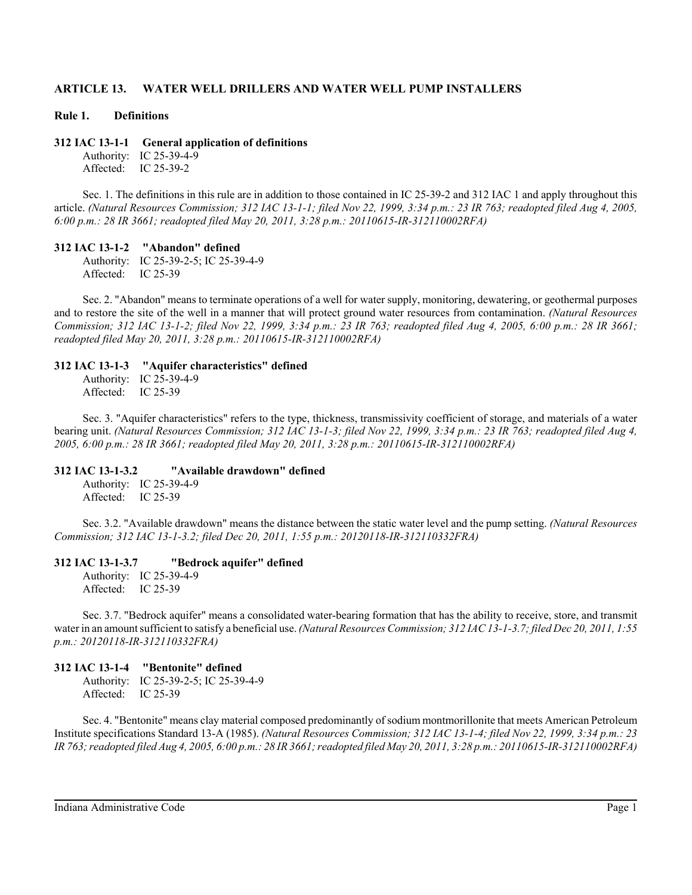# ARTICLE 13. WATER WELL DRILLERS AND WATER WELL PUMP INSTALLERS

## Rule 1. Definitions

### 312 IAC 13-1-1 General application of definitions

Authority: IC 25-39-4-9
Affected: IC 25-39-2

Sec. 1. The definitions in this rule are in addition to those contained in IC 25-39-2 and 312 IAC 1 and apply throughout this article. *(Natural Resources Commission; 312 IAC 13-1-1; filed Nov 22, 1999, 3:34 p.m.: 23 IR 763; readopted filed Aug 4, 2005, 6:00 p.m.: 28 IR 3661; readopted filed May 20, 2011, 3:28 p.m.: 20110615-IR-312110002RFA)*

### 312 IAC 13-1-2 "Abandon" defined

Authority: IC 25-39-2-5; IC 25-39-4-9
Affected: IC 25-39

Sec. 2. "Abandon" means to terminate operations of a well for water supply, monitoring, dewatering, or geothermal purposes and to restore the site of the well in a manner that will protect ground water resources from contamination. *(Natural Resources Commission; 312 IAC 13-1-2; filed Nov 22, 1999, 3:34 p.m.: 23 IR 763; readopted filed Aug 4, 2005, 6:00 p.m.: 28 IR 3661; readopted filed May 20, 2011, 3:28 p.m.: 20110615-IR-312110002RFA)*

### 312 IAC 13-1-3 "Aquifer characteristics" defined

Authority: IC 25-39-4-9
Affected: IC 25-39

Sec. 3. "Aquifer characteristics" refers to the type, thickness, transmissivity coefficient of storage, and materials of a water bearing unit. *(Natural Resources Commission; 312 IAC 13-1-3; filed Nov 22, 1999, 3:34 p.m.: 23 IR 763; readopted filed Aug 4, 2005, 6:00 p.m.: 28 IR 3661; readopted filed May 20, 2011, 3:28 p.m.: 20110615-IR-312110002RFA)*

### 312 IAC 13-1-3.2 "Available drawdown" defined

Authority: IC 25-39-4-9
Affected: IC 25-39

Sec. 3.2. "Available drawdown" means the distance between the static water level and the pump setting. *(Natural Resources Commission; 312 IAC 13-1-3.2; filed Dec 20, 2011, 1:55 p.m.: 20120118-IR-312110332FRA)*

### 312 IAC 13-1-3.7 "Bedrock aquifer" defined

Authority: IC 25-39-4-9
Affected: IC 25-39

Sec. 3.7. "Bedrock aquifer" means a consolidated water-bearing formation that has the ability to receive, store, and transmit water in an amount sufficient to satisfy a beneficial use. *(Natural Resources Commission; 312 IAC 13-1-3.7; filed Dec 20, 2011, 1:55 p.m.: 20120118-IR-312110332FRA)*

### 312 IAC 13-1-4 "Bentonite" defined

Authority: IC 25-39-2-5; IC 25-39-4-9
Affected: IC 25-39

Sec. 4. "Bentonite" means clay material composed predominantly of sodium montmorillonite that meets American Petroleum Institute specifications Standard 13-A (1985). *(Natural Resources Commission; 312 IAC 13-1-4; filed Nov 22, 1999, 3:34 p.m.: 23 IR 763; readopted filed Aug 4, 2005, 6:00 p.m.: 28 IR 3661; readopted filed May 20, 2011, 3:28 p.m.: 20110615-IR-312110002RFA)*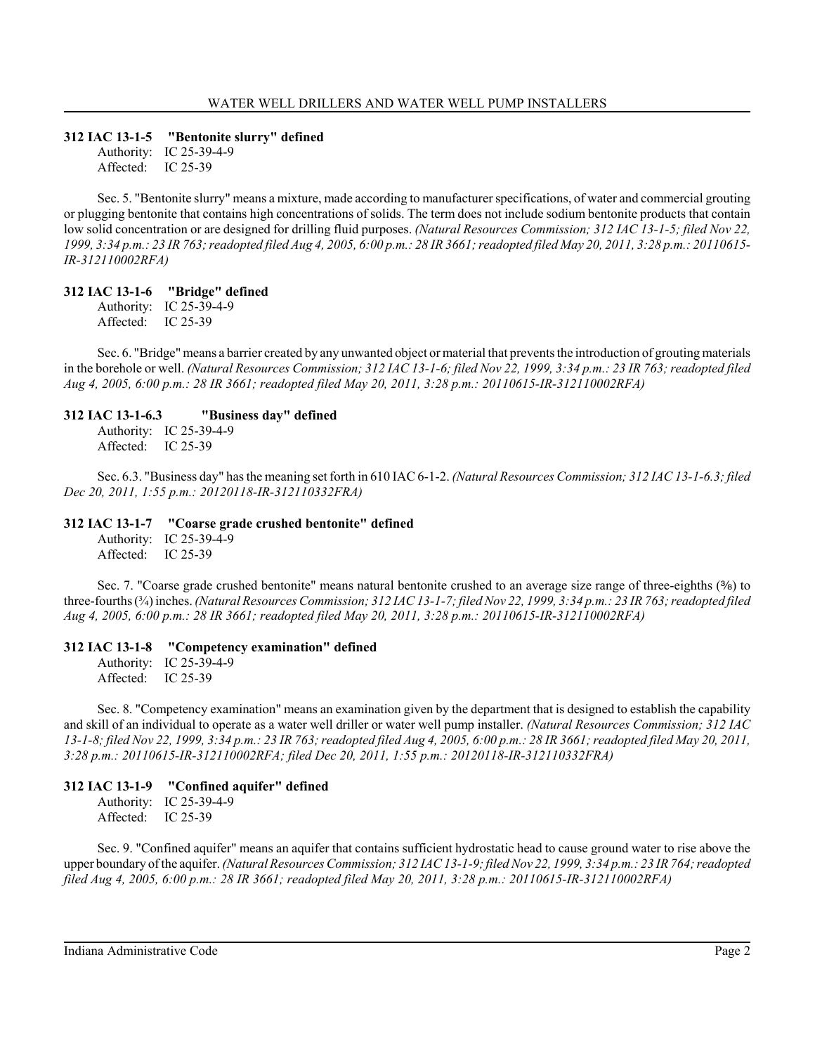### 312 IAC 13-1-5 "Bentonite slurry" defined

Authority: IC 25-39-4-9
Affected: IC 25-39

Sec. 5. "Bentonite slurry" means a mixture, made according to manufacturer specifications, of water and commercial grouting or plugging bentonite that contains high concentrations of solids. The term does not include sodium bentonite products that contain low solid concentration or are designed for drilling fluid purposes. *(Natural Resources Commission; 312 IAC 13-1-5; filed Nov 22, 1999, 3:34 p.m.: 23 IR 763; readopted filed Aug 4, 2005, 6:00 p.m.: 28 IR 3661; readopted filed May 20, 2011, 3:28 p.m.: 20110615-IR-312110002RFA)*

### 312 IAC 13-1-6 "Bridge" defined

Authority: IC 25-39-4-9
Affected: IC 25-39

Sec. 6. "Bridge" means a barrier created by any unwanted object or material that prevents the introduction of grouting materials in the borehole or well. *(Natural Resources Commission; 312 IAC 13-1-6; filed Nov 22, 1999, 3:34 p.m.: 23 IR 763; readopted filed Aug 4, 2005, 6:00 p.m.: 28 IR 3661; readopted filed May 20, 2011, 3:28 p.m.: 20110615-IR-312110002RFA)*

### 312 IAC 13-1-6.3 "Business day" defined

Authority: IC 25-39-4-9
Affected: IC 25-39

Sec. 6.3. "Business day" has the meaning set forth in 610 IAC 6-1-2. *(Natural Resources Commission; 312 IAC 13-1-6.3; filed Dec 20, 2011, 1:55 p.m.: 20120118-IR-312110332FRA)*

### 312 IAC 13-1-7 "Coarse grade crushed bentonite" defined

Authority: IC 25-39-4-9
Affected: IC 25-39

Sec. 7. "Coarse grade crushed bentonite" means natural bentonite crushed to an average size range of three-eighths (⅜) to three-fourths (¾) inches. *(Natural Resources Commission; 312 IAC 13-1-7; filed Nov 22, 1999, 3:34 p.m.: 23 IR 763; readopted filed Aug 4, 2005, 6:00 p.m.: 28 IR 3661; readopted filed May 20, 2011, 3:28 p.m.: 20110615-IR-312110002RFA)*

### 312 IAC 13-1-8 "Competency examination" defined

Authority: IC 25-39-4-9
Affected: IC 25-39

Sec. 8. "Competency examination" means an examination given by the department that is designed to establish the capability and skill of an individual to operate as a water well driller or water well pump installer. *(Natural Resources Commission; 312 IAC 13-1-8; filed Nov 22, 1999, 3:34 p.m.: 23 IR 763; readopted filed Aug 4, 2005, 6:00 p.m.: 28 IR 3661; readopted filed May 20, 2011, 3:28 p.m.: 20110615-IR-312110002RFA; filed Dec 20, 2011, 1:55 p.m.: 20120118-IR-312110332FRA)*

### 312 IAC 13-1-9 "Confined aquifer" defined

Authority: IC 25-39-4-9
Affected: IC 25-39

Sec. 9. "Confined aquifer" means an aquifer that contains sufficient hydrostatic head to cause ground water to rise above the upper boundary of the aquifer. *(Natural Resources Commission; 312 IAC 13-1-9; filed Nov 22, 1999, 3:34 p.m.: 23 IR 764; readopted filed Aug 4, 2005, 6:00 p.m.: 28 IR 3661; readopted filed May 20, 2011, 3:28 p.m.: 20110615-IR-312110002RFA)*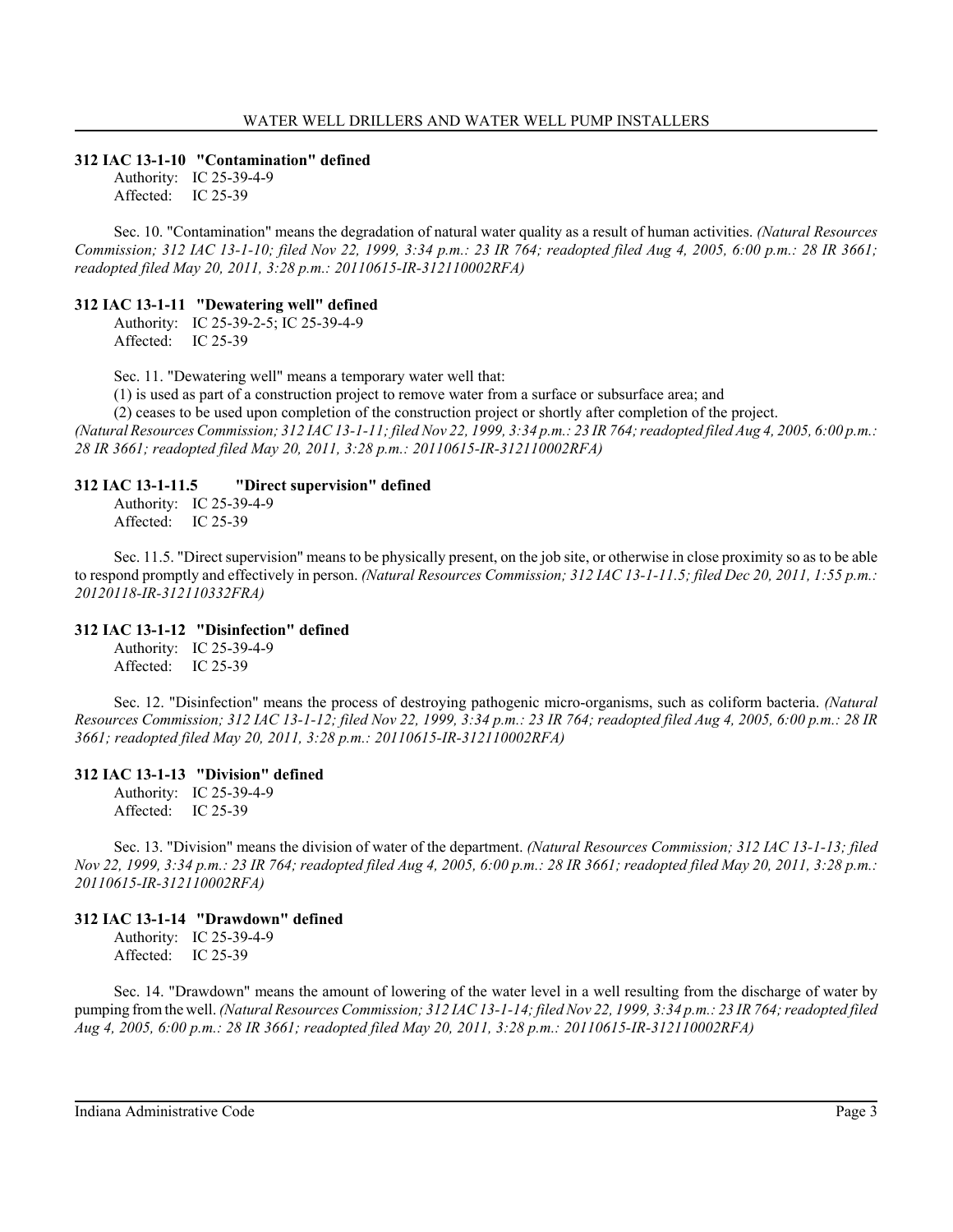**312 IAC 13-1-10 "Contamination" defined**

Authority: IC 25-39-4-9
Affected: IC 25-39

Sec. 10. "Contamination" means the degradation of natural water quality as a result of human activities. *(Natural Resources Commission; 312 IAC 13-1-10; filed Nov 22, 1999, 3:34 p.m.: 23 IR 764; readopted filed Aug 4, 2005, 6:00 p.m.: 28 IR 3661; readopted filed May 20, 2011, 3:28 p.m.: 20110615-IR-312110002RFA)*

**312 IAC 13-1-11 "Dewatering well" defined**

Authority: IC 25-39-2-5; IC 25-39-4-9
Affected: IC 25-39

Sec. 11. "Dewatering well" means a temporary water well that:
(1) is used as part of a construction project to remove water from a surface or subsurface area; and
(2) ceases to be used upon completion of the construction project or shortly after completion of the project.
*(Natural Resources Commission; 312 IAC 13-1-11; filed Nov 22, 1999, 3:34 p.m.: 23 IR 764; readopted filed Aug 4, 2005, 6:00 p.m.: 28 IR 3661; readopted filed May 20, 2011, 3:28 p.m.: 20110615-IR-312110002RFA)*

**312 IAC 13-1-11.5 "Direct supervision" defined**

Authority: IC 25-39-4-9
Affected: IC 25-39

Sec. 11.5. "Direct supervision" means to be physically present, on the job site, or otherwise in close proximity so as to be able to respond promptly and effectively in person. *(Natural Resources Commission; 312 IAC 13-1-11.5; filed Dec 20, 2011, 1:55 p.m.: 20120118-IR-312110332FRA)*

**312 IAC 13-1-12 "Disinfection" defined**

Authority: IC 25-39-4-9
Affected: IC 25-39

Sec. 12. "Disinfection" means the process of destroying pathogenic micro-organisms, such as coliform bacteria. *(Natural Resources Commission; 312 IAC 13-1-12; filed Nov 22, 1999, 3:34 p.m.: 23 IR 764; readopted filed Aug 4, 2005, 6:00 p.m.: 28 IR 3661; readopted filed May 20, 2011, 3:28 p.m.: 20110615-IR-312110002RFA)*

**312 IAC 13-1-13 "Division" defined**

Authority: IC 25-39-4-9
Affected: IC 25-39

Sec. 13. "Division" means the division of water of the department. *(Natural Resources Commission; 312 IAC 13-1-13; filed Nov 22, 1999, 3:34 p.m.: 23 IR 764; readopted filed Aug 4, 2005, 6:00 p.m.: 28 IR 3661; readopted filed May 20, 2011, 3:28 p.m.: 20110615-IR-312110002RFA)*

**312 IAC 13-1-14 "Drawdown" defined**

Authority: IC 25-39-4-9
Affected: IC 25-39

Sec. 14. "Drawdown" means the amount of lowering of the water level in a well resulting from the discharge of water by pumping from the well. *(Natural Resources Commission; 312 IAC 13-1-14; filed Nov 22, 1999, 3:34 p.m.: 23 IR 764; readopted filed Aug 4, 2005, 6:00 p.m.: 28 IR 3661; readopted filed May 20, 2011, 3:28 p.m.: 20110615-IR-312110002RFA)*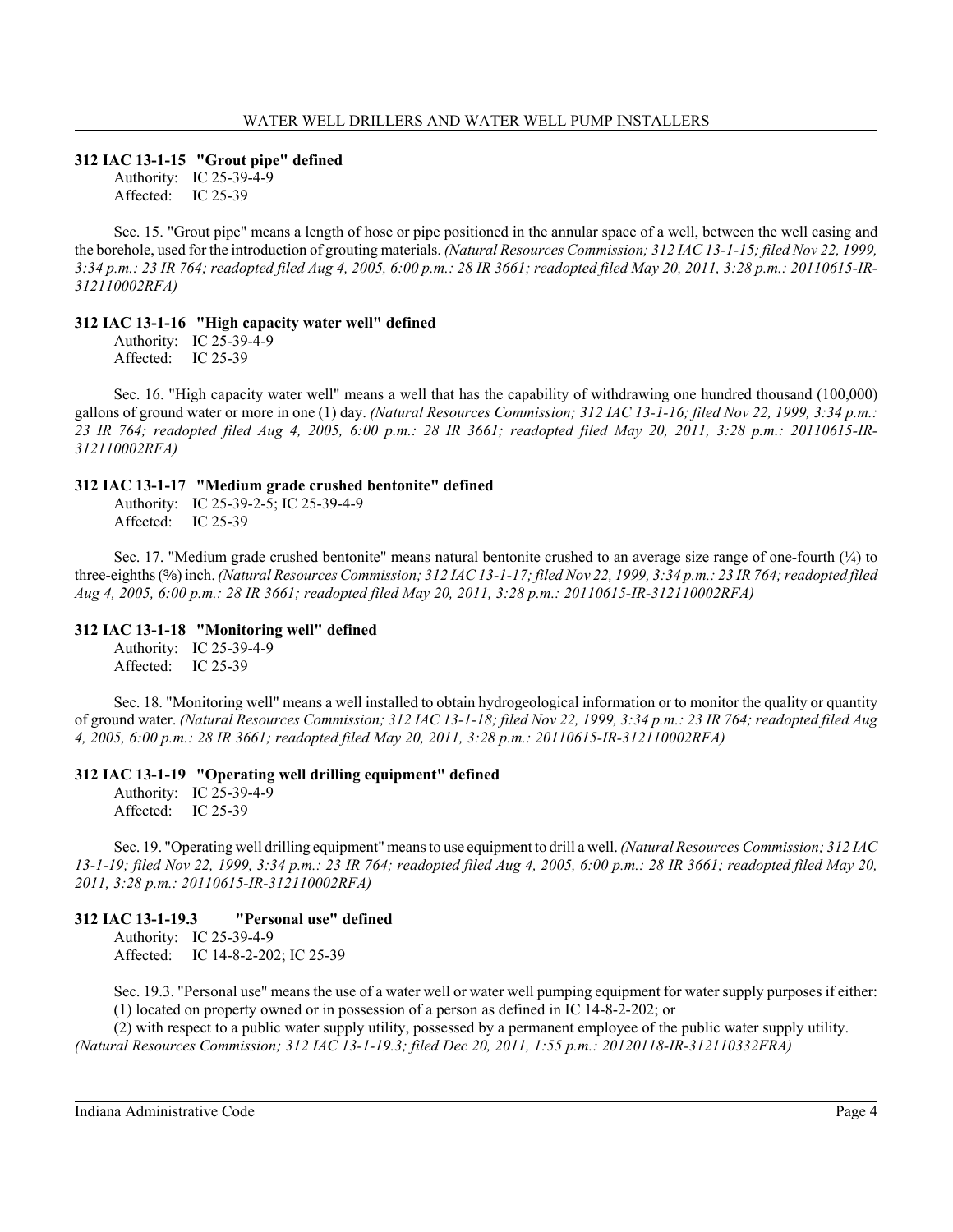### 312 IAC 13-1-15 "Grout pipe" defined

Authority: IC 25-39-4-9
Affected: IC 25-39

Sec. 15. "Grout pipe" means a length of hose or pipe positioned in the annular space of a well, between the well casing and the borehole, used for the introduction of grouting materials. *(Natural Resources Commission; 312 IAC 13-1-15; filed Nov 22, 1999, 3:34 p.m.: 23 IR 764; readopted filed Aug 4, 2005, 6:00 p.m.: 28 IR 3661; readopted filed May 20, 2011, 3:28 p.m.: 20110615-IR-312110002RFA)*

### 312 IAC 13-1-16 "High capacity water well" defined

Authority: IC 25-39-4-9
Affected: IC 25-39

Sec. 16. "High capacity water well" means a well that has the capability of withdrawing one hundred thousand (100,000) gallons of ground water or more in one (1) day. *(Natural Resources Commission; 312 IAC 13-1-16; filed Nov 22, 1999, 3:34 p.m.: 23 IR 764; readopted filed Aug 4, 2005, 6:00 p.m.: 28 IR 3661; readopted filed May 20, 2011, 3:28 p.m.: 20110615-IR-312110002RFA)*

### 312 IAC 13-1-17 "Medium grade crushed bentonite" defined

Authority: IC 25-39-2-5; IC 25-39-4-9
Affected: IC 25-39

Sec. 17. "Medium grade crushed bentonite" means natural bentonite crushed to an average size range of one-fourth (¼) to three-eighths (⅜) inch. *(Natural Resources Commission; 312 IAC 13-1-17; filed Nov 22, 1999, 3:34 p.m.: 23 IR 764; readopted filed Aug 4, 2005, 6:00 p.m.: 28 IR 3661; readopted filed May 20, 2011, 3:28 p.m.: 20110615-IR-312110002RFA)*

### 312 IAC 13-1-18 "Monitoring well" defined

Authority: IC 25-39-4-9
Affected: IC 25-39

Sec. 18. "Monitoring well" means a well installed to obtain hydrogeological information or to monitor the quality or quantity of ground water. *(Natural Resources Commission; 312 IAC 13-1-18; filed Nov 22, 1999, 3:34 p.m.: 23 IR 764; readopted filed Aug 4, 2005, 6:00 p.m.: 28 IR 3661; readopted filed May 20, 2011, 3:28 p.m.: 20110615-IR-312110002RFA)*

### 312 IAC 13-1-19 "Operating well drilling equipment" defined

Authority: IC 25-39-4-9
Affected: IC 25-39

Sec. 19. "Operating well drilling equipment" means to use equipment to drill a well. *(Natural Resources Commission; 312 IAC 13-1-19; filed Nov 22, 1999, 3:34 p.m.: 23 IR 764; readopted filed Aug 4, 2005, 6:00 p.m.: 28 IR 3661; readopted filed May 20, 2011, 3:28 p.m.: 20110615-IR-312110002RFA)*

### 312 IAC 13-1-19.3 "Personal use" defined

Authority: IC 25-39-4-9
Affected: IC 14-8-2-202; IC 25-39

Sec. 19.3. "Personal use" means the use of a water well or water well pumping equipment for water supply purposes if either:

(1) located on property owned or in possession of a person as defined in IC 14-8-2-202; or

(2) with respect to a public water supply utility, possessed by a permanent employee of the public water supply utility.

*(Natural Resources Commission; 312 IAC 13-1-19.3; filed Dec 20, 2011, 1:55 p.m.: 20120118-IR-312110332FRA)*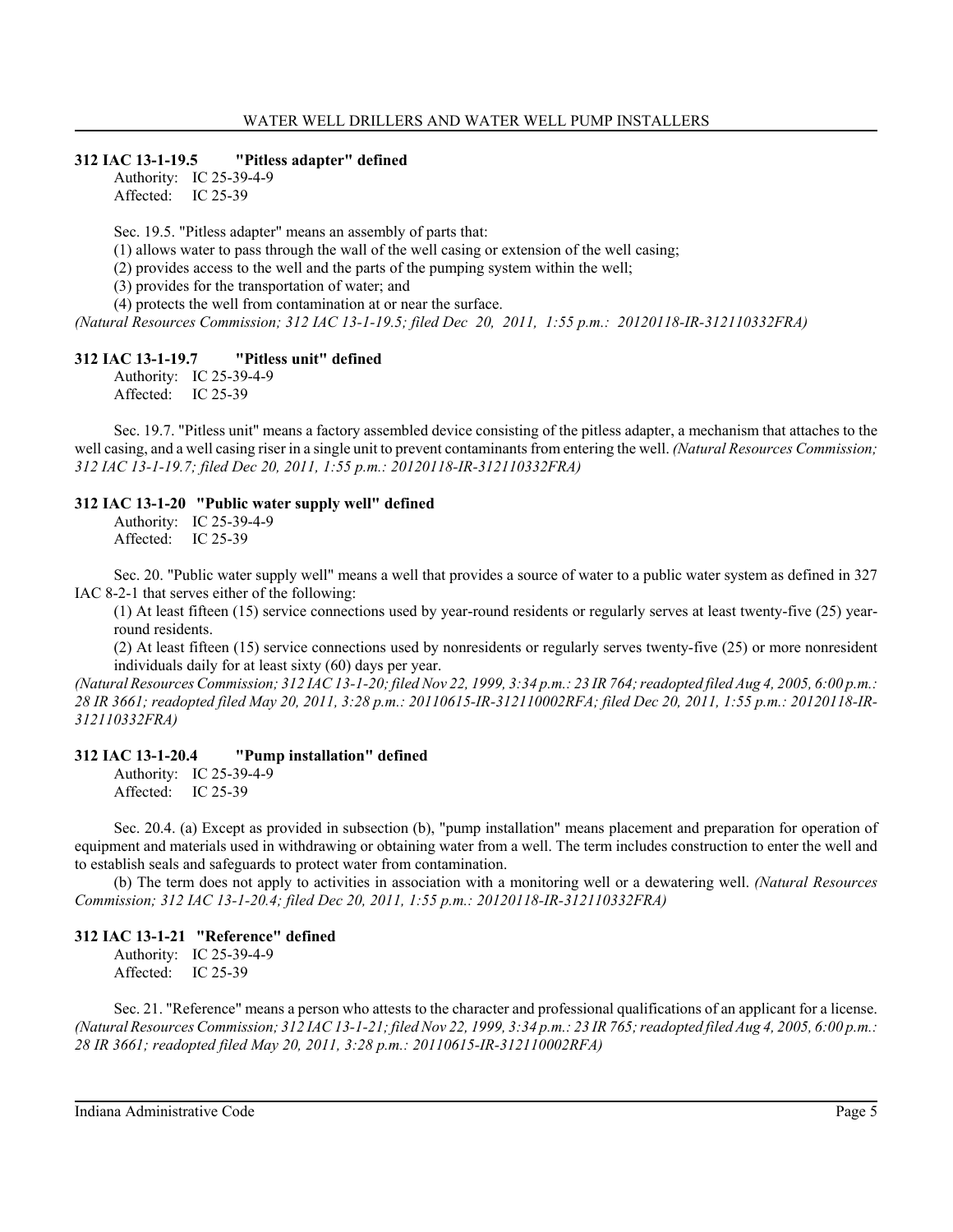### 312 IAC 13-1-19.5 "Pitless adapter" defined

Authority: IC 25-39-4-9
Affected: IC 25-39

Sec. 19.5. "Pitless adapter" means an assembly of parts that:

(1) allows water to pass through the wall of the well casing or extension of the well casing;

(2) provides access to the well and the parts of the pumping system within the well;

(3) provides for the transportation of water; and

(4) protects the well from contamination at or near the surface.

*(Natural Resources Commission; 312 IAC 13-1-19.5; filed Dec 20, 2011, 1:55 p.m.: 20120118-IR-312110332FRA)*

### 312 IAC 13-1-19.7 "Pitless unit" defined

Authority: IC 25-39-4-9
Affected: IC 25-39

Sec. 19.7. "Pitless unit" means a factory assembled device consisting of the pitless adapter, a mechanism that attaches to the well casing, and a well casing riser in a single unit to prevent contaminants from entering the well. *(Natural Resources Commission; 312 IAC 13-1-19.7; filed Dec 20, 2011, 1:55 p.m.: 20120118-IR-312110332FRA)*

### 312 IAC 13-1-20 "Public water supply well" defined

Authority: IC 25-39-4-9
Affected: IC 25-39

Sec. 20. "Public water supply well" means a well that provides a source of water to a public water system as defined in 327 IAC 8-2-1 that serves either of the following:

(1) At least fifteen (15) service connections used by year-round residents or regularly serves at least twenty-five (25) year-round residents.

(2) At least fifteen (15) service connections used by nonresidents or regularly serves twenty-five (25) or more nonresident individuals daily for at least sixty (60) days per year.

*(Natural Resources Commission; 312 IAC 13-1-20; filed Nov 22, 1999, 3:34 p.m.: 23 IR 764; readopted filed Aug 4, 2005, 6:00 p.m.: 28 IR 3661; readopted filed May 20, 2011, 3:28 p.m.: 20110615-IR-312110002RFA; filed Dec 20, 2011, 1:55 p.m.: 20120118-IR-312110332FRA)*

### 312 IAC 13-1-20.4 "Pump installation" defined

Authority: IC 25-39-4-9
Affected: IC 25-39

Sec. 20.4. (a) Except as provided in subsection (b), "pump installation" means placement and preparation for operation of equipment and materials used in withdrawing or obtaining water from a well. The term includes construction to enter the well and to establish seals and safeguards to protect water from contamination.

(b) The term does not apply to activities in association with a monitoring well or a dewatering well. *(Natural Resources Commission; 312 IAC 13-1-20.4; filed Dec 20, 2011, 1:55 p.m.: 20120118-IR-312110332FRA)*

### 312 IAC 13-1-21 "Reference" defined

Authority: IC 25-39-4-9
Affected: IC 25-39

Sec. 21. "Reference" means a person who attests to the character and professional qualifications of an applicant for a license. *(Natural Resources Commission; 312 IAC 13-1-21; filed Nov 22, 1999, 3:34 p.m.: 23 IR 765; readopted filed Aug 4, 2005, 6:00 p.m.: 28 IR 3661; readopted filed May 20, 2011, 3:28 p.m.: 20110615-IR-312110002RFA)*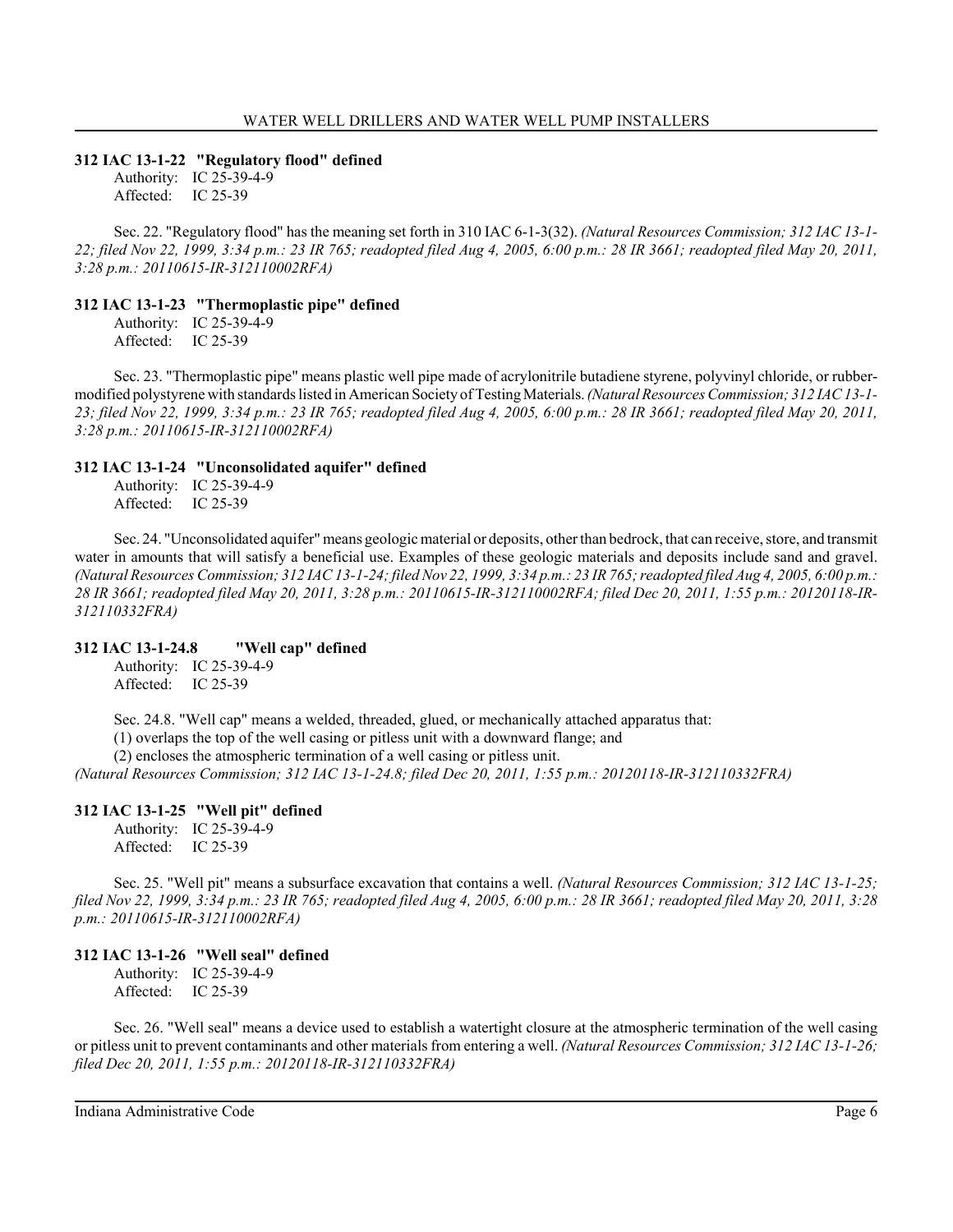**312 IAC 13-1-22 "Regulatory flood" defined**

Authority: IC 25-39-4-9
Affected: IC 25-39

Sec. 22. "Regulatory flood" has the meaning set forth in 310 IAC 6-1-3(32). *(Natural Resources Commission; 312 IAC 13-1-22; filed Nov 22, 1999, 3:34 p.m.: 23 IR 765; readopted filed Aug 4, 2005, 6:00 p.m.: 28 IR 3661; readopted filed May 20, 2011, 3:28 p.m.: 20110615-IR-312110002RFA)*

**312 IAC 13-1-23 "Thermoplastic pipe" defined**

Authority: IC 25-39-4-9
Affected: IC 25-39

Sec. 23. "Thermoplastic pipe" means plastic well pipe made of acrylonitrile butadiene styrene, polyvinyl chloride, or rubber-modified polystyrene with standards listed in American Society of Testing Materials. *(Natural Resources Commission; 312 IAC 13-1-23; filed Nov 22, 1999, 3:34 p.m.: 23 IR 765; readopted filed Aug 4, 2005, 6:00 p.m.: 28 IR 3661; readopted filed May 20, 2011, 3:28 p.m.: 20110615-IR-312110002RFA)*

**312 IAC 13-1-24 "Unconsolidated aquifer" defined**

Authority: IC 25-39-4-9
Affected: IC 25-39

Sec. 24. "Unconsolidated aquifer" means geologic material or deposits, other than bedrock, that can receive, store, and transmit water in amounts that will satisfy a beneficial use. Examples of these geologic materials and deposits include sand and gravel. *(Natural Resources Commission; 312 IAC 13-1-24; filed Nov 22, 1999, 3:34 p.m.: 23 IR 765; readopted filed Aug 4, 2005, 6:00 p.m.: 28 IR 3661; readopted filed May 20, 2011, 3:28 p.m.: 20110615-IR-312110002RFA; filed Dec 20, 2011, 1:55 p.m.: 20120118-IR-312110332FRA)*

**312 IAC 13-1-24.8 "Well cap" defined**

Authority: IC 25-39-4-9
Affected: IC 25-39

Sec. 24.8. "Well cap" means a welded, threaded, glued, or mechanically attached apparatus that:

(1) overlaps the top of the well casing or pitless unit with a downward flange; and
(2) encloses the atmospheric termination of a well casing or pitless unit.

*(Natural Resources Commission; 312 IAC 13-1-24.8; filed Dec 20, 2011, 1:55 p.m.: 20120118-IR-312110332FRA)*

**312 IAC 13-1-25 "Well pit" defined**

Authority: IC 25-39-4-9
Affected: IC 25-39

Sec. 25. "Well pit" means a subsurface excavation that contains a well. *(Natural Resources Commission; 312 IAC 13-1-25; filed Nov 22, 1999, 3:34 p.m.: 23 IR 765; readopted filed Aug 4, 2005, 6:00 p.m.: 28 IR 3661; readopted filed May 20, 2011, 3:28 p.m.: 20110615-IR-312110002RFA)*

**312 IAC 13-1-26 "Well seal" defined**

Authority: IC 25-39-4-9
Affected: IC 25-39

Sec. 26. "Well seal" means a device used to establish a watertight closure at the atmospheric termination of the well casing or pitless unit to prevent contaminants and other materials from entering a well. *(Natural Resources Commission; 312 IAC 13-1-26; filed Dec 20, 2011, 1:55 p.m.: 20120118-IR-312110332FRA)*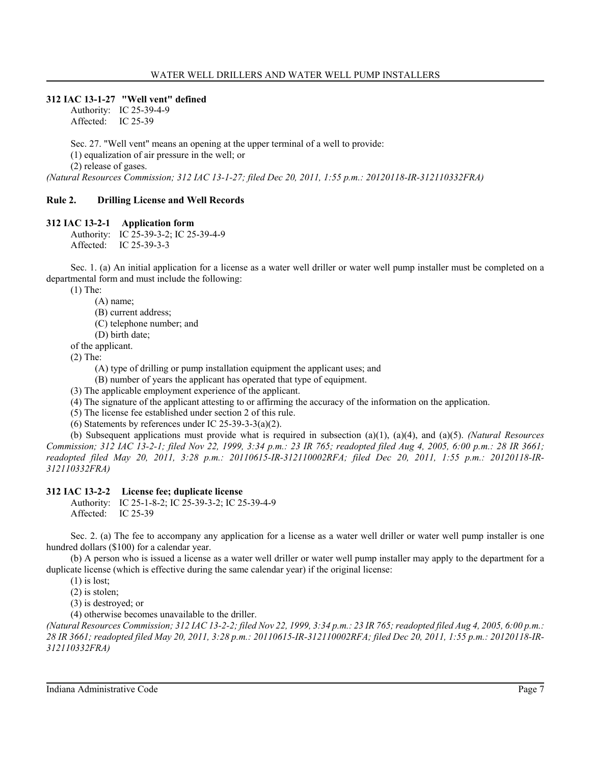### 312 IAC 13-1-27 "Well vent" defined

Authority: IC 25-39-4-9
Affected: IC 25-39

Sec. 27. "Well vent" means an opening at the upper terminal of a well to provide:

(1) equalization of air pressure in the well; or

(2) release of gases.

*(Natural Resources Commission; 312 IAC 13-1-27; filed Dec 20, 2011, 1:55 p.m.: 20120118-IR-312110332FRA)*

## Rule 2. Drilling License and Well Records

### 312 IAC 13-2-1 Application form

Authority: IC 25-39-3-2; IC 25-39-4-9
Affected: IC 25-39-3-3

Sec. 1. (a) An initial application for a license as a water well driller or water well pump installer must be completed on a departmental form and must include the following:

(1) The:

(A) name;

(B) current address;

(C) telephone number; and

(D) birth date;

of the applicant.

(2) The:

(A) type of drilling or pump installation equipment the applicant uses; and

(B) number of years the applicant has operated that type of equipment.

(3) The applicable employment experience of the applicant.

(4) The signature of the applicant attesting to or affirming the accuracy of the information on the application.

(5) The license fee established under section 2 of this rule.

(6) Statements by references under IC 25-39-3-3(a)(2).

(b) Subsequent applications must provide what is required in subsection (a)(1), (a)(4), and (a)(5). *(Natural Resources Commission; 312 IAC 13-2-1; filed Nov 22, 1999, 3:34 p.m.: 23 IR 765; readopted filed Aug 4, 2005, 6:00 p.m.: 28 IR 3661; readopted filed May 20, 2011, 3:28 p.m.: 20110615-IR-312110002RFA; filed Dec 20, 2011, 1:55 p.m.: 20120118-IR-312110332FRA)*

### 312 IAC 13-2-2 License fee; duplicate license

Authority: IC 25-1-8-2; IC 25-39-3-2; IC 25-39-4-9
Affected: IC 25-39

Sec. 2. (a) The fee to accompany any application for a license as a water well driller or water well pump installer is one hundred dollars ($100) for a calendar year.

(b) A person who is issued a license as a water well driller or water well pump installer may apply to the department for a duplicate license (which is effective during the same calendar year) if the original license:

(1) is lost;

(2) is stolen;

(3) is destroyed; or

(4) otherwise becomes unavailable to the driller.

*(Natural Resources Commission; 312 IAC 13-2-2; filed Nov 22, 1999, 3:34 p.m.: 23 IR 765; readopted filed Aug 4, 2005, 6:00 p.m.: 28 IR 3661; readopted filed May 20, 2011, 3:28 p.m.: 20110615-IR-312110002RFA; filed Dec 20, 2011, 1:55 p.m.: 20120118-IR-312110332FRA)*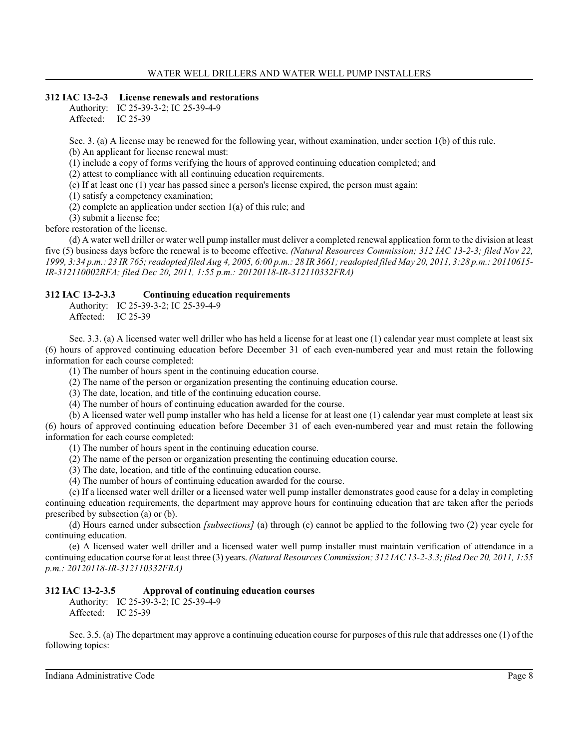### 312 IAC 13-2-3 License renewals and restorations

Authority: IC 25-39-3-2; IC 25-39-4-9
Affected: IC 25-39

Sec. 3. (a) A license may be renewed for the following year, without examination, under section 1(b) of this rule.

(b) An applicant for license renewal must:

(1) include a copy of forms verifying the hours of approved continuing education completed; and

(2) attest to compliance with all continuing education requirements.

(c) If at least one (1) year has passed since a person's license expired, the person must again:

(1) satisfy a competency examination;

(2) complete an application under section 1(a) of this rule; and

(3) submit a license fee;

before restoration of the license.

(d) A water well driller or water well pump installer must deliver a completed renewal application form to the division at least five (5) business days before the renewal is to become effective. *(Natural Resources Commission; 312 IAC 13-2-3; filed Nov 22, 1999, 3:34 p.m.: 23 IR 765; readopted filed Aug 4, 2005, 6:00 p.m.: 28 IR 3661; readopted filed May 20, 2011, 3:28 p.m.: 20110615-IR-312110002RFA; filed Dec 20, 2011, 1:55 p.m.: 20120118-IR-312110332FRA)*

### 312 IAC 13-2-3.3 Continuing education requirements

Authority: IC 25-39-3-2; IC 25-39-4-9
Affected: IC 25-39

Sec. 3.3. (a) A licensed water well driller who has held a license for at least one (1) calendar year must complete at least six (6) hours of approved continuing education before December 31 of each even-numbered year and must retain the following information for each course completed:

(1) The number of hours spent in the continuing education course.

(2) The name of the person or organization presenting the continuing education course.

(3) The date, location, and title of the continuing education course.

(4) The number of hours of continuing education awarded for the course.

(b) A licensed water well pump installer who has held a license for at least one (1) calendar year must complete at least six (6) hours of approved continuing education before December 31 of each even-numbered year and must retain the following information for each course completed:

(1) The number of hours spent in the continuing education course.

(2) The name of the person or organization presenting the continuing education course.

(3) The date, location, and title of the continuing education course.

(4) The number of hours of continuing education awarded for the course.

(c) If a licensed water well driller or a licensed water well pump installer demonstrates good cause for a delay in completing continuing education requirements, the department may approve hours for continuing education that are taken after the periods prescribed by subsection (a) or (b).

(d) Hours earned under subsection *[subsections]* (a) through (c) cannot be applied to the following two (2) year cycle for continuing education.

(e) A licensed water well driller and a licensed water well pump installer must maintain verification of attendance in a continuing education course for at least three (3) years. *(Natural Resources Commission; 312 IAC 13-2-3.3; filed Dec 20, 2011, 1:55 p.m.: 20120118-IR-312110332FRA)*

### 312 IAC 13-2-3.5 Approval of continuing education courses

Authority: IC 25-39-3-2; IC 25-39-4-9
Affected: IC 25-39

Sec. 3.5. (a) The department may approve a continuing education course for purposes of this rule that addresses one (1) of the following topics: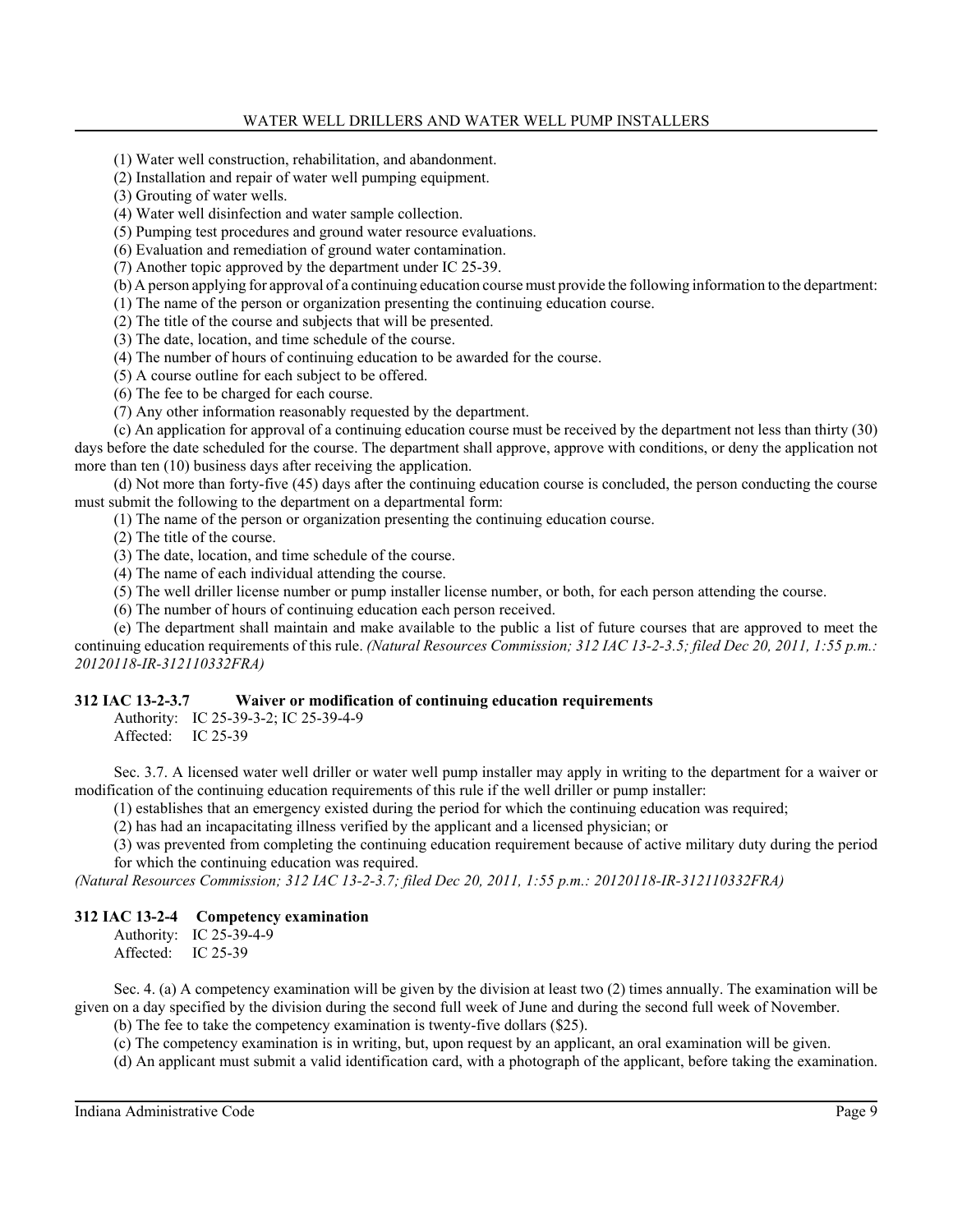(1) Water well construction, rehabilitation, and abandonment.

(2) Installation and repair of water well pumping equipment.

(3) Grouting of water wells.

(4) Water well disinfection and water sample collection.

(5) Pumping test procedures and ground water resource evaluations.

(6) Evaluation and remediation of ground water contamination.

(7) Another topic approved by the department under IC 25-39.

(b) A person applying for approval of a continuing education course must provide the following information to the department:

(1) The name of the person or organization presenting the continuing education course.

(2) The title of the course and subjects that will be presented.

(3) The date, location, and time schedule of the course.

(4) The number of hours of continuing education to be awarded for the course.

(5) A course outline for each subject to be offered.

(6) The fee to be charged for each course.

(7) Any other information reasonably requested by the department.

(c) An application for approval of a continuing education course must be received by the department not less than thirty (30) days before the date scheduled for the course. The department shall approve, approve with conditions, or deny the application not more than ten (10) business days after receiving the application.

(d) Not more than forty-five (45) days after the continuing education course is concluded, the person conducting the course must submit the following to the department on a departmental form:

(1) The name of the person or organization presenting the continuing education course.

(2) The title of the course.

(3) The date, location, and time schedule of the course.

(4) The name of each individual attending the course.

(5) The well driller license number or pump installer license number, or both, for each person attending the course.

(6) The number of hours of continuing education each person received.

(e) The department shall maintain and make available to the public a list of future courses that are approved to meet the continuing education requirements of this rule. *(Natural Resources Commission; 312 IAC 13-2-3.5; filed Dec 20, 2011, 1:55 p.m.: 20120118-IR-312110332FRA)*

### 312 IAC 13-2-3.7 Waiver or modification of continuing education requirements

Authority: IC 25-39-3-2; IC 25-39-4-9
Affected: IC 25-39

Sec. 3.7. A licensed water well driller or water well pump installer may apply in writing to the department for a waiver or modification of the continuing education requirements of this rule if the well driller or pump installer:

(1) establishes that an emergency existed during the period for which the continuing education was required;

(2) has had an incapacitating illness verified by the applicant and a licensed physician; or

(3) was prevented from completing the continuing education requirement because of active military duty during the period for which the continuing education was required.

*(Natural Resources Commission; 312 IAC 13-2-3.7; filed Dec 20, 2011, 1:55 p.m.: 20120118-IR-312110332FRA)*

### 312 IAC 13-2-4 Competency examination

Authority: IC 25-39-4-9
Affected: IC 25-39

Sec. 4. (a) A competency examination will be given by the division at least two (2) times annually. The examination will be given on a day specified by the division during the second full week of June and during the second full week of November.

(b) The fee to take the competency examination is twenty-five dollars ($25).

(c) The competency examination is in writing, but, upon request by an applicant, an oral examination will be given.

(d) An applicant must submit a valid identification card, with a photograph of the applicant, before taking the examination.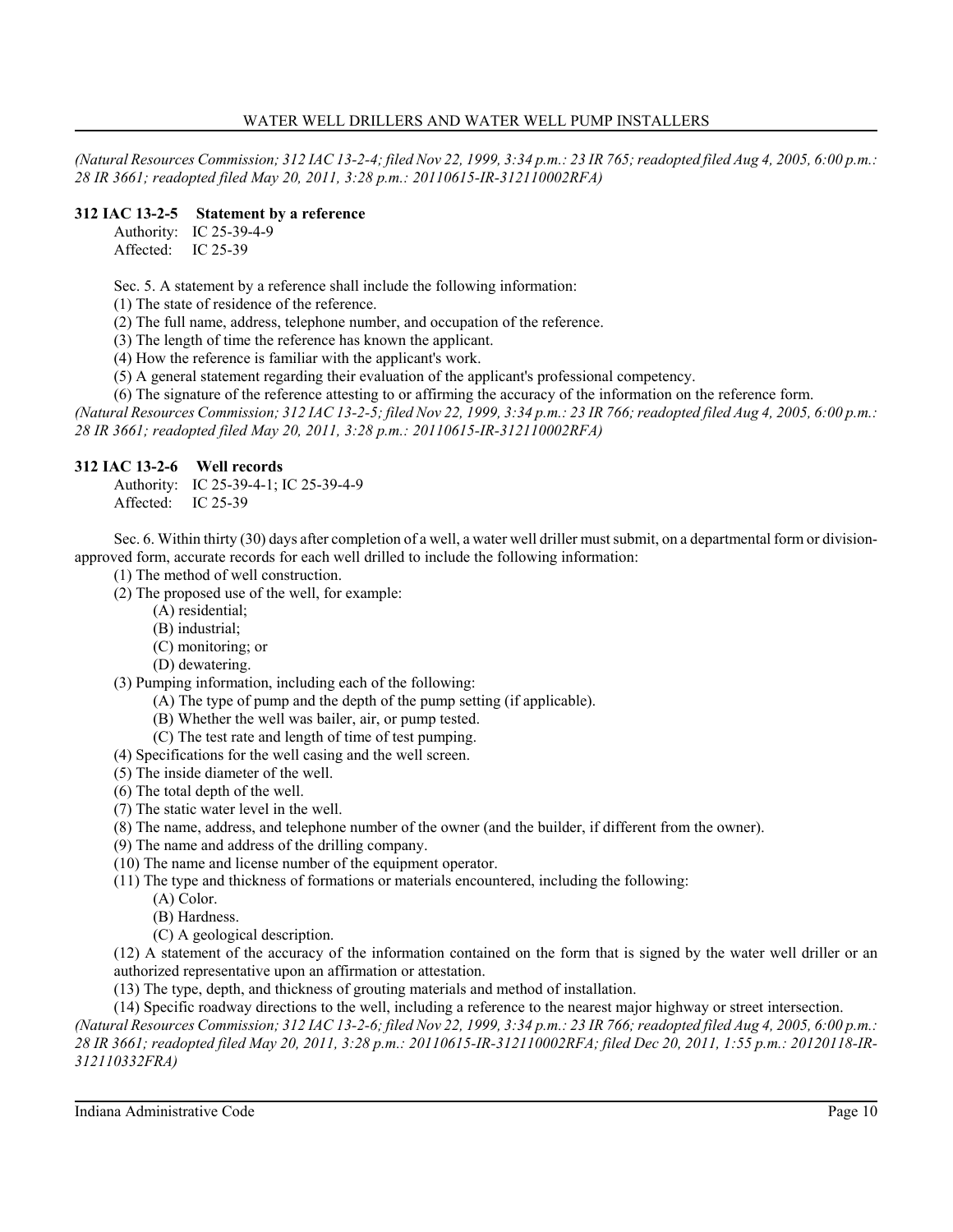*(Natural Resources Commission; 312 IAC 13-2-4; filed Nov 22, 1999, 3:34 p.m.: 23 IR 765; readopted filed Aug 4, 2005, 6:00 p.m.: 28 IR 3661; readopted filed May 20, 2011, 3:28 p.m.: 20110615-IR-312110002RFA)*

### 312 IAC 13-2-5 Statement by a reference

Authority: IC 25-39-4-9
Affected: IC 25-39

Sec. 5. A statement by a reference shall include the following information:

(1) The state of residence of the reference.
(2) The full name, address, telephone number, and occupation of the reference.
(3) The length of time the reference has known the applicant.
(4) How the reference is familiar with the applicant's work.
(5) A general statement regarding their evaluation of the applicant's professional competency.
(6) The signature of the reference attesting to or affirming the accuracy of the information on the reference form.

*(Natural Resources Commission; 312 IAC 13-2-5; filed Nov 22, 1999, 3:34 p.m.: 23 IR 766; readopted filed Aug 4, 2005, 6:00 p.m.: 28 IR 3661; readopted filed May 20, 2011, 3:28 p.m.: 20110615-IR-312110002RFA)*

### 312 IAC 13-2-6 Well records

Authority: IC 25-39-4-1; IC 25-39-4-9
Affected: IC 25-39

Sec. 6. Within thirty (30) days after completion of a well, a water well driller must submit, on a departmental form or division-approved form, accurate records for each well drilled to include the following information:

(1) The method of well construction.
(2) The proposed use of the well, for example:
 (A) residential;
 (B) industrial;
 (C) monitoring; or
 (D) dewatering.
(3) Pumping information, including each of the following:
 (A) The type of pump and the depth of the pump setting (if applicable).
 (B) Whether the well was bailer, air, or pump tested.
 (C) The test rate and length of time of test pumping.
(4) Specifications for the well casing and the well screen.
(5) The inside diameter of the well.
(6) The total depth of the well.
(7) The static water level in the well.
(8) The name, address, and telephone number of the owner (and the builder, if different from the owner).
(9) The name and address of the drilling company.
(10) The name and license number of the equipment operator.
(11) The type and thickness of formations or materials encountered, including the following:
 (A) Color.
 (B) Hardness.
 (C) A geological description.
(12) A statement of the accuracy of the information contained on the form that is signed by the water well driller or an authorized representative upon an affirmation or attestation.
(13) The type, depth, and thickness of grouting materials and method of installation.
(14) Specific roadway directions to the well, including a reference to the nearest major highway or street intersection.

*(Natural Resources Commission; 312 IAC 13-2-6; filed Nov 22, 1999, 3:34 p.m.: 23 IR 766; readopted filed Aug 4, 2005, 6:00 p.m.: 28 IR 3661; readopted filed May 20, 2011, 3:28 p.m.: 20110615-IR-312110002RFA; filed Dec 20, 2011, 1:55 p.m.: 20120118-IR-312110332FRA)*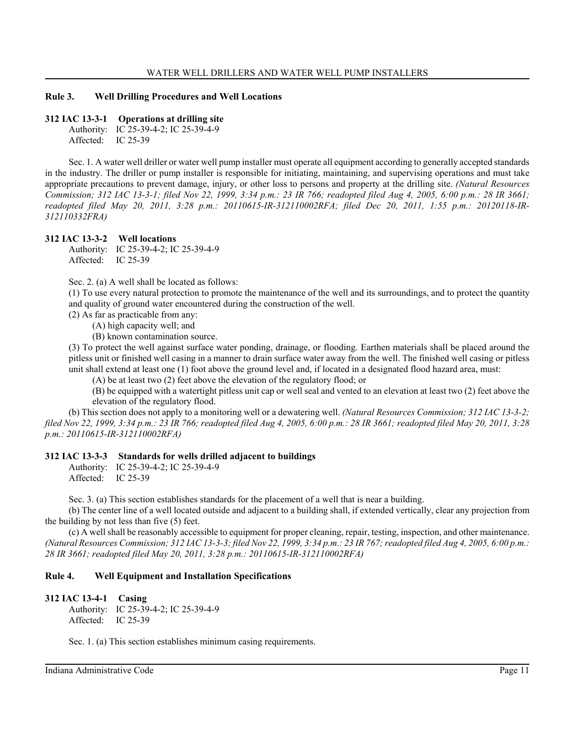## Rule 3. Well Drilling Procedures and Well Locations

### 312 IAC 13-3-1 Operations at drilling site

Authority: IC 25-39-4-2; IC 25-39-4-9
Affected: IC 25-39

Sec. 1. A water well driller or water well pump installer must operate all equipment according to generally accepted standards in the industry. The driller or pump installer is responsible for initiating, maintaining, and supervising operations and must take appropriate precautions to prevent damage, injury, or other loss to persons and property at the drilling site. *(Natural Resources Commission; 312 IAC 13-3-1; filed Nov 22, 1999, 3:34 p.m.: 23 IR 766; readopted filed Aug 4, 2005, 6:00 p.m.: 28 IR 3661; readopted filed May 20, 2011, 3:28 p.m.: 20110615-IR-312110002RFA; filed Dec 20, 2011, 1:55 p.m.: 20120118-IR-312110332FRA)*

### 312 IAC 13-3-2 Well locations

Authority: IC 25-39-4-2; IC 25-39-4-9
Affected: IC 25-39

Sec. 2. (a) A well shall be located as follows:

(1) To use every natural protection to promote the maintenance of the well and its surroundings, and to protect the quantity and quality of ground water encountered during the construction of the well.

(2) As far as practicable from any:

(A) high capacity well; and

(B) known contamination source.

(3) To protect the well against surface water ponding, drainage, or flooding. Earthen materials shall be placed around the pitless unit or finished well casing in a manner to drain surface water away from the well. The finished well casing or pitless unit shall extend at least one (1) foot above the ground level and, if located in a designated flood hazard area, must:

(A) be at least two (2) feet above the elevation of the regulatory flood; or

(B) be equipped with a watertight pitless unit cap or well seal and vented to an elevation at least two (2) feet above the elevation of the regulatory flood.

(b) This section does not apply to a monitoring well or a dewatering well. *(Natural Resources Commission; 312 IAC 13-3-2; filed Nov 22, 1999, 3:34 p.m.: 23 IR 766; readopted filed Aug 4, 2005, 6:00 p.m.: 28 IR 3661; readopted filed May 20, 2011, 3:28 p.m.: 20110615-IR-312110002RFA)*

### 312 IAC 13-3-3 Standards for wells drilled adjacent to buildings

Authority: IC 25-39-4-2; IC 25-39-4-9
Affected: IC 25-39

Sec. 3. (a) This section establishes standards for the placement of a well that is near a building.

(b) The center line of a well located outside and adjacent to a building shall, if extended vertically, clear any projection from the building by not less than five (5) feet.

(c) A well shall be reasonably accessible to equipment for proper cleaning, repair, testing, inspection, and other maintenance. *(Natural Resources Commission; 312 IAC 13-3-3; filed Nov 22, 1999, 3:34 p.m.: 23 IR 767; readopted filed Aug 4, 2005, 6:00 p.m.: 28 IR 3661; readopted filed May 20, 2011, 3:28 p.m.: 20110615-IR-312110002RFA)*

## Rule 4. Well Equipment and Installation Specifications

### 312 IAC 13-4-1 Casing

Authority: IC 25-39-4-2; IC 25-39-4-9
Affected: IC 25-39

Sec. 1. (a) This section establishes minimum casing requirements.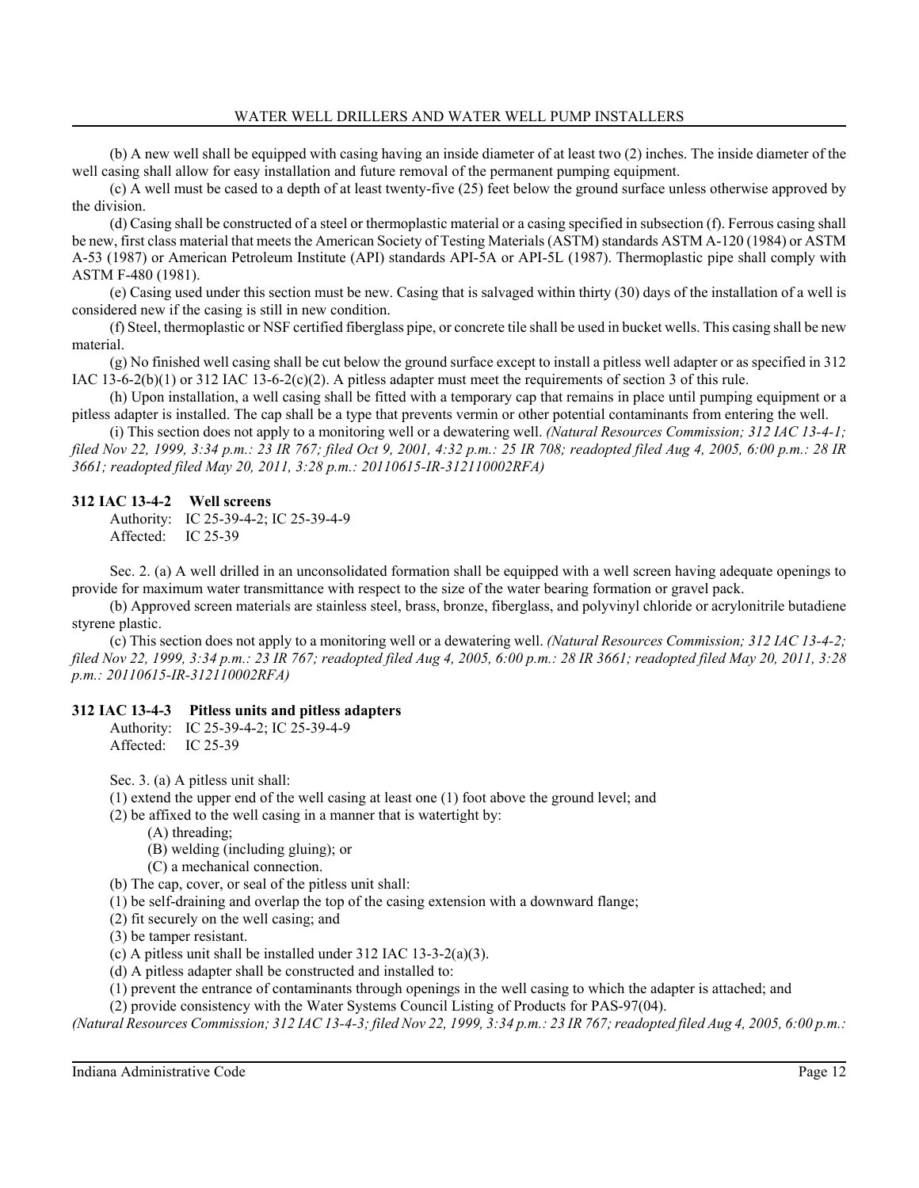(b) A new well shall be equipped with casing having an inside diameter of at least two (2) inches. The inside diameter of the well casing shall allow for easy installation and future removal of the permanent pumping equipment.

(c) A well must be cased to a depth of at least twenty-five (25) feet below the ground surface unless otherwise approved by the division.

(d) Casing shall be constructed of a steel or thermoplastic material or a casing specified in subsection (f). Ferrous casing shall be new, first class material that meets the American Society of Testing Materials (ASTM) standards ASTM A-120 (1984) or ASTM A-53 (1987) or American Petroleum Institute (API) standards API-5A or API-5L (1987). Thermoplastic pipe shall comply with ASTM F-480 (1981).

(e) Casing used under this section must be new. Casing that is salvaged within thirty (30) days of the installation of a well is considered new if the casing is still in new condition.

(f) Steel, thermoplastic or NSF certified fiberglass pipe, or concrete tile shall be used in bucket wells. This casing shall be new material.

(g) No finished well casing shall be cut below the ground surface except to install a pitless well adapter or as specified in 312 IAC 13-6-2(b)(1) or 312 IAC 13-6-2(c)(2). A pitless adapter must meet the requirements of section 3 of this rule.

(h) Upon installation, a well casing shall be fitted with a temporary cap that remains in place until pumping equipment or a pitless adapter is installed. The cap shall be a type that prevents vermin or other potential contaminants from entering the well.

(i) This section does not apply to a monitoring well or a dewatering well. *(Natural Resources Commission; 312 IAC 13-4-1; filed Nov 22, 1999, 3:34 p.m.: 23 IR 767; filed Oct 9, 2001, 4:32 p.m.: 25 IR 708; readopted filed Aug 4, 2005, 6:00 p.m.: 28 IR 3661; readopted filed May 20, 2011, 3:28 p.m.: 20110615-IR-312110002RFA)*

### 312 IAC 13-4-2 Well screens

Authority: IC 25-39-4-2; IC 25-39-4-9
Affected: IC 25-39

Sec. 2. (a) A well drilled in an unconsolidated formation shall be equipped with a well screen having adequate openings to provide for maximum water transmittance with respect to the size of the water bearing formation or gravel pack.

(b) Approved screen materials are stainless steel, brass, bronze, fiberglass, and polyvinyl chloride or acrylonitrile butadiene styrene plastic.

(c) This section does not apply to a monitoring well or a dewatering well. *(Natural Resources Commission; 312 IAC 13-4-2; filed Nov 22, 1999, 3:34 p.m.: 23 IR 767; readopted filed Aug 4, 2005, 6:00 p.m.: 28 IR 3661; readopted filed May 20, 2011, 3:28 p.m.: 20110615-IR-312110002RFA)*

### 312 IAC 13-4-3 Pitless units and pitless adapters

Authority: IC 25-39-4-2; IC 25-39-4-9
Affected: IC 25-39

Sec. 3. (a) A pitless unit shall:

(1) extend the upper end of the well casing at least one (1) foot above the ground level; and

(2) be affixed to the well casing in a manner that is watertight by:

(A) threading;

(B) welding (including gluing); or

(C) a mechanical connection.

(b) The cap, cover, or seal of the pitless unit shall:

(1) be self-draining and overlap the top of the casing extension with a downward flange;

(2) fit securely on the well casing; and

(3) be tamper resistant.

(c) A pitless unit shall be installed under 312 IAC 13-3-2(a)(3).

(d) A pitless adapter shall be constructed and installed to:

(1) prevent the entrance of contaminants through openings in the well casing to which the adapter is attached; and

(2) provide consistency with the Water Systems Council Listing of Products for PAS-97(04).

*(Natural Resources Commission; 312 IAC 13-4-3; filed Nov 22, 1999, 3:34 p.m.: 23 IR 767; readopted filed Aug 4, 2005, 6:00 p.m.:*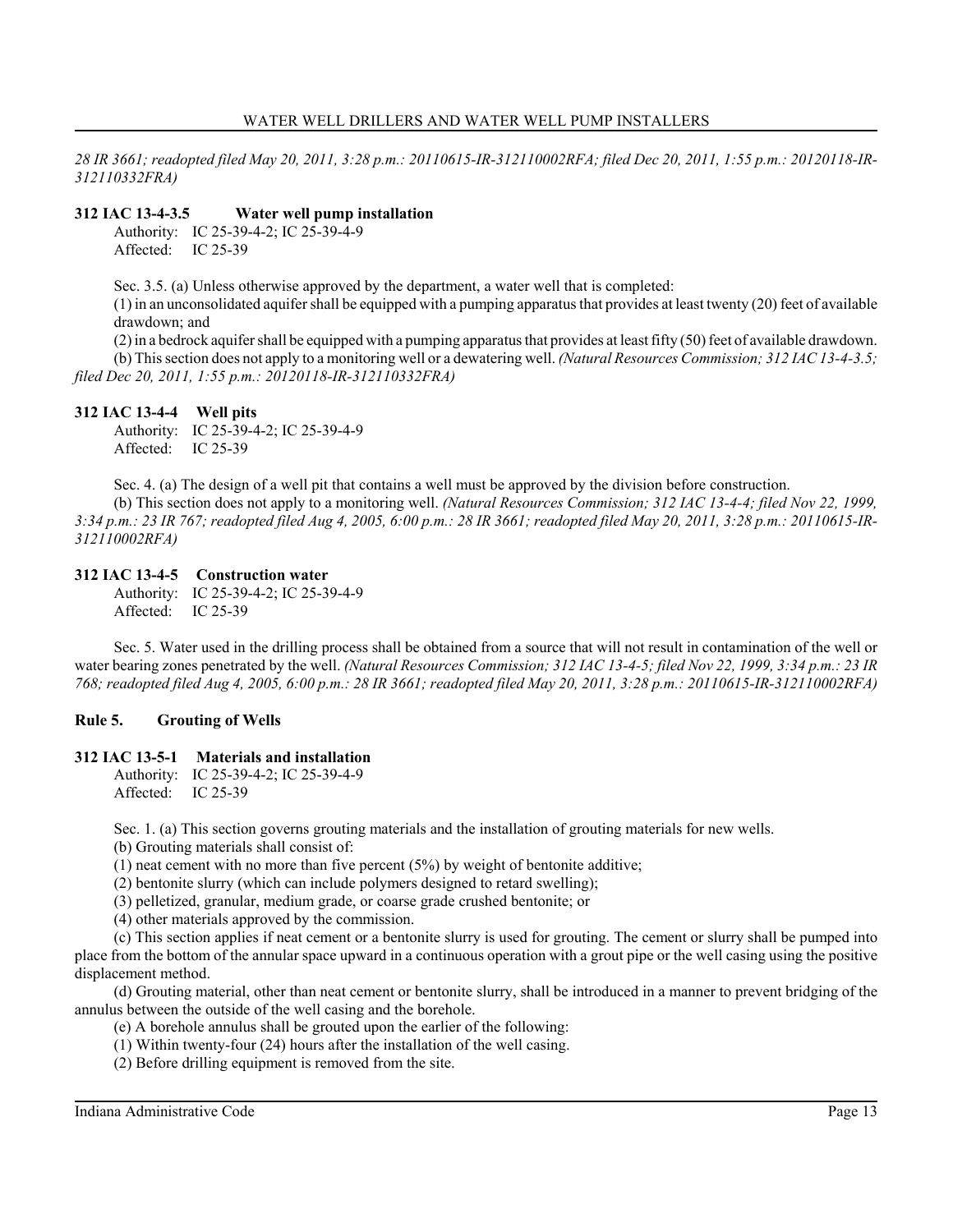*28 IR 3661; readopted filed May 20, 2011, 3:28 p.m.: 20110615-IR-312110002RFA; filed Dec 20, 2011, 1:55 p.m.: 20120118-IR-312110332FRA)*

### 312 IAC 13-4-3.5 Water well pump installation

Authority: IC 25-39-4-2; IC 25-39-4-9
Affected: IC 25-39

Sec. 3.5. (a) Unless otherwise approved by the department, a water well that is completed:

(1) in an unconsolidated aquifer shall be equipped with a pumping apparatus that provides at least twenty (20) feet of available drawdown; and

(2) in a bedrock aquifer shall be equipped with a pumping apparatus that provides at least fifty (50) feet of available drawdown.

(b) This section does not apply to a monitoring well or a dewatering well. *(Natural Resources Commission; 312 IAC 13-4-3.5; filed Dec 20, 2011, 1:55 p.m.: 20120118-IR-312110332FRA)*

### 312 IAC 13-4-4 Well pits

Authority: IC 25-39-4-2; IC 25-39-4-9
Affected: IC 25-39

Sec. 4. (a) The design of a well pit that contains a well must be approved by the division before construction.

(b) This section does not apply to a monitoring well. *(Natural Resources Commission; 312 IAC 13-4-4; filed Nov 22, 1999, 3:34 p.m.: 23 IR 767; readopted filed Aug 4, 2005, 6:00 p.m.: 28 IR 3661; readopted filed May 20, 2011, 3:28 p.m.: 20110615-IR-312110002RFA)*

### 312 IAC 13-4-5 Construction water

Authority: IC 25-39-4-2; IC 25-39-4-9
Affected: IC 25-39

Sec. 5. Water used in the drilling process shall be obtained from a source that will not result in contamination of the well or water bearing zones penetrated by the well. *(Natural Resources Commission; 312 IAC 13-4-5; filed Nov 22, 1999, 3:34 p.m.: 23 IR 768; readopted filed Aug 4, 2005, 6:00 p.m.: 28 IR 3661; readopted filed May 20, 2011, 3:28 p.m.: 20110615-IR-312110002RFA)*

## Rule 5. Grouting of Wells

### 312 IAC 13-5-1 Materials and installation

Authority: IC 25-39-4-2; IC 25-39-4-9
Affected: IC 25-39

Sec. 1. (a) This section governs grouting materials and the installation of grouting materials for new wells.

(b) Grouting materials shall consist of:

(1) neat cement with no more than five percent (5%) by weight of bentonite additive;

(2) bentonite slurry (which can include polymers designed to retard swelling);

(3) pelletized, granular, medium grade, or coarse grade crushed bentonite; or

(4) other materials approved by the commission.

(c) This section applies if neat cement or a bentonite slurry is used for grouting. The cement or slurry shall be pumped into place from the bottom of the annular space upward in a continuous operation with a grout pipe or the well casing using the positive displacement method.

(d) Grouting material, other than neat cement or bentonite slurry, shall be introduced in a manner to prevent bridging of the annulus between the outside of the well casing and the borehole.

(e) A borehole annulus shall be grouted upon the earlier of the following:

(1) Within twenty-four (24) hours after the installation of the well casing.

(2) Before drilling equipment is removed from the site.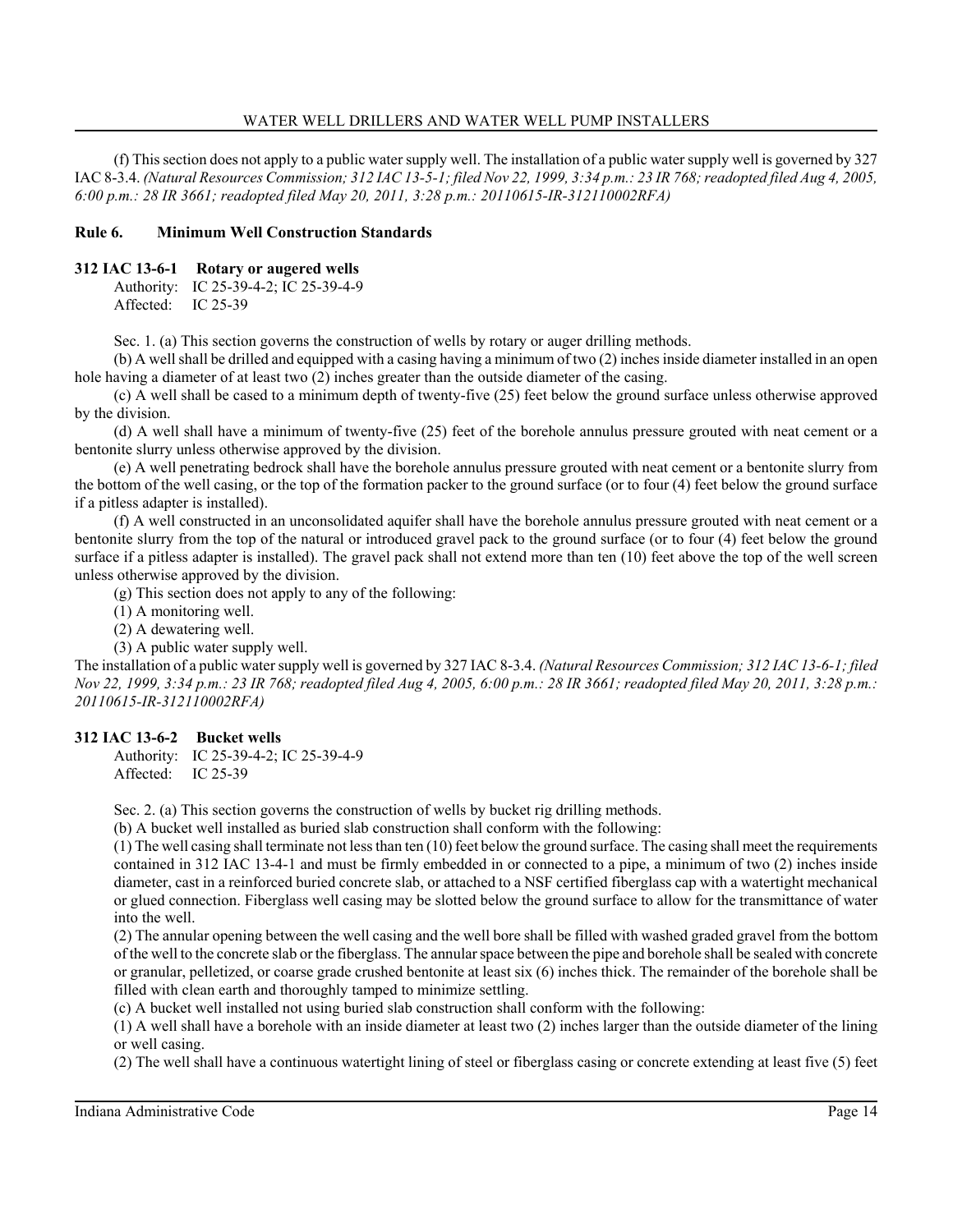(f) This section does not apply to a public water supply well. The installation of a public water supply well is governed by 327 IAC 8-3.4. *(Natural Resources Commission; 312 IAC 13-5-1; filed Nov 22, 1999, 3:34 p.m.: 23 IR 768; readopted filed Aug 4, 2005, 6:00 p.m.: 28 IR 3661; readopted filed May 20, 2011, 3:28 p.m.: 20110615-IR-312110002RFA)*

## Rule 6. Minimum Well Construction Standards

### 312 IAC 13-6-1 Rotary or augered wells

Authority: IC 25-39-4-2; IC 25-39-4-9
Affected: IC 25-39

Sec. 1. (a) This section governs the construction of wells by rotary or auger drilling methods.

(b) A well shall be drilled and equipped with a casing having a minimum of two (2) inches inside diameter installed in an open hole having a diameter of at least two (2) inches greater than the outside diameter of the casing.

(c) A well shall be cased to a minimum depth of twenty-five (25) feet below the ground surface unless otherwise approved by the division.

(d) A well shall have a minimum of twenty-five (25) feet of the borehole annulus pressure grouted with neat cement or a bentonite slurry unless otherwise approved by the division.

(e) A well penetrating bedrock shall have the borehole annulus pressure grouted with neat cement or a bentonite slurry from the bottom of the well casing, or the top of the formation packer to the ground surface (or to four (4) feet below the ground surface if a pitless adapter is installed).

(f) A well constructed in an unconsolidated aquifer shall have the borehole annulus pressure grouted with neat cement or a bentonite slurry from the top of the natural or introduced gravel pack to the ground surface (or to four (4) feet below the ground surface if a pitless adapter is installed). The gravel pack shall not extend more than ten (10) feet above the top of the well screen unless otherwise approved by the division.

(g) This section does not apply to any of the following:

(1) A monitoring well.

(2) A dewatering well.

(3) A public water supply well.

The installation of a public water supply well is governed by 327 IAC 8-3.4. *(Natural Resources Commission; 312 IAC 13-6-1; filed Nov 22, 1999, 3:34 p.m.: 23 IR 768; readopted filed Aug 4, 2005, 6:00 p.m.: 28 IR 3661; readopted filed May 20, 2011, 3:28 p.m.: 20110615-IR-312110002RFA)*

### 312 IAC 13-6-2 Bucket wells

Authority: IC 25-39-4-2; IC 25-39-4-9
Affected: IC 25-39

Sec. 2. (a) This section governs the construction of wells by bucket rig drilling methods.

(b) A bucket well installed as buried slab construction shall conform with the following:

(1) The well casing shall terminate not less than ten (10) feet below the ground surface. The casing shall meet the requirements contained in 312 IAC 13-4-1 and must be firmly embedded in or connected to a pipe, a minimum of two (2) inches inside diameter, cast in a reinforced buried concrete slab, or attached to a NSF certified fiberglass cap with a watertight mechanical or glued connection. Fiberglass well casing may be slotted below the ground surface to allow for the transmittance of water into the well.

(2) The annular opening between the well casing and the well bore shall be filled with washed graded gravel from the bottom of the well to the concrete slab or the fiberglass. The annular space between the pipe and borehole shall be sealed with concrete or granular, pelletized, or coarse grade crushed bentonite at least six (6) inches thick. The remainder of the borehole shall be filled with clean earth and thoroughly tamped to minimize settling.

(c) A bucket well installed not using buried slab construction shall conform with the following:

(1) A well shall have a borehole with an inside diameter at least two (2) inches larger than the outside diameter of the lining or well casing.

(2) The well shall have a continuous watertight lining of steel or fiberglass casing or concrete extending at least five (5) feet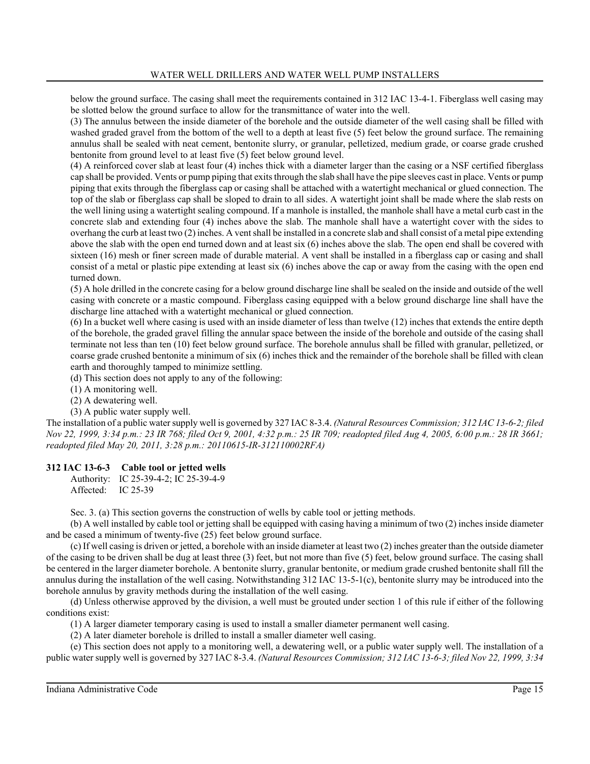below the ground surface. The casing shall meet the requirements contained in 312 IAC 13-4-1. Fiberglass well casing may be slotted below the ground surface to allow for the transmittance of water into the well.

(3) The annulus between the inside diameter of the borehole and the outside diameter of the well casing shall be filled with washed graded gravel from the bottom of the well to a depth at least five (5) feet below the ground surface. The remaining annulus shall be sealed with neat cement, bentonite slurry, or granular, pelletized, medium grade, or coarse grade crushed bentonite from ground level to at least five (5) feet below ground level.

(4) A reinforced cover slab at least four (4) inches thick with a diameter larger than the casing or a NSF certified fiberglass cap shall be provided. Vents or pump piping that exits through the slab shall have the pipe sleeves cast in place. Vents or pump piping that exits through the fiberglass cap or casing shall be attached with a watertight mechanical or glued connection. The top of the slab or fiberglass cap shall be sloped to drain to all sides. A watertight joint shall be made where the slab rests on the well lining using a watertight sealing compound. If a manhole is installed, the manhole shall have a metal curb cast in the concrete slab and extending four (4) inches above the slab. The manhole shall have a watertight cover with the sides to overhang the curb at least two (2) inches. A vent shall be installed in a concrete slab and shall consist of a metal pipe extending above the slab with the open end turned down and at least six (6) inches above the slab. The open end shall be covered with sixteen (16) mesh or finer screen made of durable material. A vent shall be installed in a fiberglass cap or casing and shall consist of a metal or plastic pipe extending at least six (6) inches above the cap or away from the casing with the open end turned down.

(5) A hole drilled in the concrete casing for a below ground discharge line shall be sealed on the inside and outside of the well casing with concrete or a mastic compound. Fiberglass casing equipped with a below ground discharge line shall have the discharge line attached with a watertight mechanical or glued connection.

(6) In a bucket well where casing is used with an inside diameter of less than twelve (12) inches that extends the entire depth of the borehole, the graded gravel filling the annular space between the inside of the borehole and outside of the casing shall terminate not less than ten (10) feet below ground surface. The borehole annulus shall be filled with granular, pelletized, or coarse grade crushed bentonite a minimum of six (6) inches thick and the remainder of the borehole shall be filled with clean earth and thoroughly tamped to minimize settling.

(d) This section does not apply to any of the following:

(1) A monitoring well.

(2) A dewatering well.

(3) A public water supply well.

The installation of a public water supply well is governed by 327 IAC 8-3.4. *(Natural Resources Commission; 312 IAC 13-6-2; filed Nov 22, 1999, 3:34 p.m.: 23 IR 768; filed Oct 9, 2001, 4:32 p.m.: 25 IR 709; readopted filed Aug 4, 2005, 6:00 p.m.: 28 IR 3661; readopted filed May 20, 2011, 3:28 p.m.: 20110615-IR-312110002RFA)*

### 312 IAC 13-6-3 Cable tool or jetted wells

Authority: IC 25-39-4-2; IC 25-39-4-9
Affected: IC 25-39

Sec. 3. (a) This section governs the construction of wells by cable tool or jetting methods.

(b) A well installed by cable tool or jetting shall be equipped with casing having a minimum of two (2) inches inside diameter and be cased a minimum of twenty-five (25) feet below ground surface.

(c) If well casing is driven or jetted, a borehole with an inside diameter at least two (2) inches greater than the outside diameter of the casing to be driven shall be dug at least three (3) feet, but not more than five (5) feet, below ground surface. The casing shall be centered in the larger diameter borehole. A bentonite slurry, granular bentonite, or medium grade crushed bentonite shall fill the annulus during the installation of the well casing. Notwithstanding 312 IAC 13-5-1(c), bentonite slurry may be introduced into the borehole annulus by gravity methods during the installation of the well casing.

(d) Unless otherwise approved by the division, a well must be grouted under section 1 of this rule if either of the following conditions exist:

(1) A larger diameter temporary casing is used to install a smaller diameter permanent well casing.

(2) A later diameter borehole is drilled to install a smaller diameter well casing.

(e) This section does not apply to a monitoring well, a dewatering well, or a public water supply well. The installation of a public water supply well is governed by 327 IAC 8-3.4. *(Natural Resources Commission; 312 IAC 13-6-3; filed Nov 22, 1999, 3:34*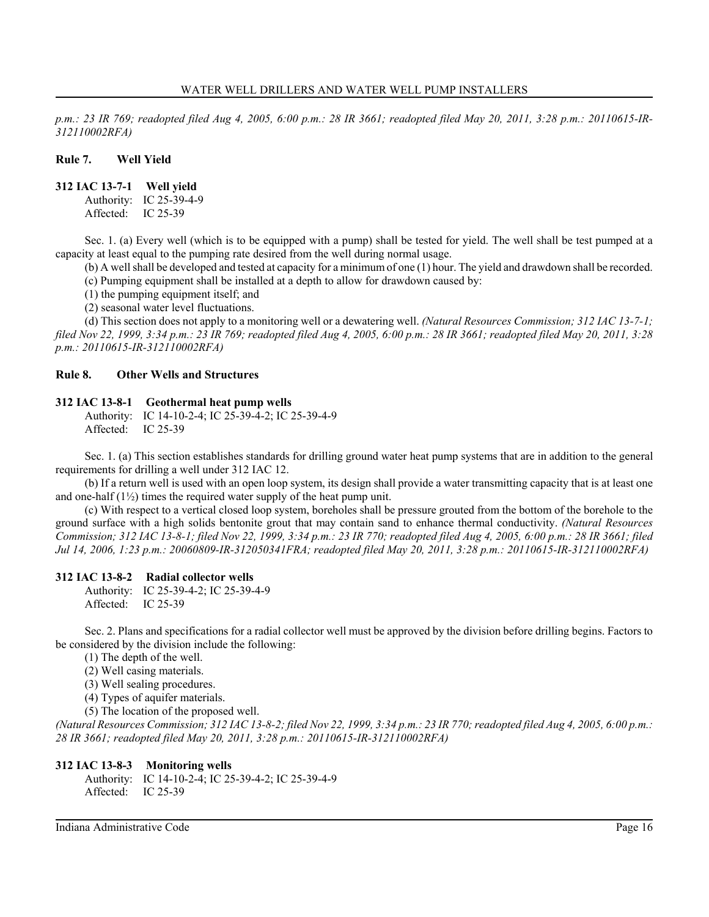*p.m.: 23 IR 769; readopted filed Aug 4, 2005, 6:00 p.m.: 28 IR 3661; readopted filed May 20, 2011, 3:28 p.m.: 20110615-IR-312110002RFA)*

## Rule 7. Well Yield

### 312 IAC 13-7-1 Well yield

Authority: IC 25-39-4-9
Affected: IC 25-39

Sec. 1. (a) Every well (which is to be equipped with a pump) shall be tested for yield. The well shall be test pumped at a capacity at least equal to the pumping rate desired from the well during normal usage.

(b) A well shall be developed and tested at capacity for a minimum of one (1) hour. The yield and drawdown shall be recorded.

(c) Pumping equipment shall be installed at a depth to allow for drawdown caused by:

(1) the pumping equipment itself; and

(2) seasonal water level fluctuations.

(d) This section does not apply to a monitoring well or a dewatering well. *(Natural Resources Commission; 312 IAC 13-7-1; filed Nov 22, 1999, 3:34 p.m.: 23 IR 769; readopted filed Aug 4, 2005, 6:00 p.m.: 28 IR 3661; readopted filed May 20, 2011, 3:28 p.m.: 20110615-IR-312110002RFA)*

## Rule 8. Other Wells and Structures

### 312 IAC 13-8-1 Geothermal heat pump wells

Authority: IC 14-10-2-4; IC 25-39-4-2; IC 25-39-4-9
Affected: IC 25-39

Sec. 1. (a) This section establishes standards for drilling ground water heat pump systems that are in addition to the general requirements for drilling a well under 312 IAC 12.

(b) If a return well is used with an open loop system, its design shall provide a water transmitting capacity that is at least one and one-half (1½) times the required water supply of the heat pump unit.

(c) With respect to a vertical closed loop system, boreholes shall be pressure grouted from the bottom of the borehole to the ground surface with a high solids bentonite grout that may contain sand to enhance thermal conductivity. *(Natural Resources Commission; 312 IAC 13-8-1; filed Nov 22, 1999, 3:34 p.m.: 23 IR 770; readopted filed Aug 4, 2005, 6:00 p.m.: 28 IR 3661; filed Jul 14, 2006, 1:23 p.m.: 20060809-IR-312050341FRA; readopted filed May 20, 2011, 3:28 p.m.: 20110615-IR-312110002RFA)*

### 312 IAC 13-8-2 Radial collector wells

Authority: IC 25-39-4-2; IC 25-39-4-9
Affected: IC 25-39

Sec. 2. Plans and specifications for a radial collector well must be approved by the division before drilling begins. Factors to be considered by the division include the following:

(1) The depth of the well.

(2) Well casing materials.

(3) Well sealing procedures.

(4) Types of aquifer materials.

(5) The location of the proposed well.

*(Natural Resources Commission; 312 IAC 13-8-2; filed Nov 22, 1999, 3:34 p.m.: 23 IR 770; readopted filed Aug 4, 2005, 6:00 p.m.: 28 IR 3661; readopted filed May 20, 2011, 3:28 p.m.: 20110615-IR-312110002RFA)*

### 312 IAC 13-8-3 Monitoring wells

Authority: IC 14-10-2-4; IC 25-39-4-2; IC 25-39-4-9
Affected: IC 25-39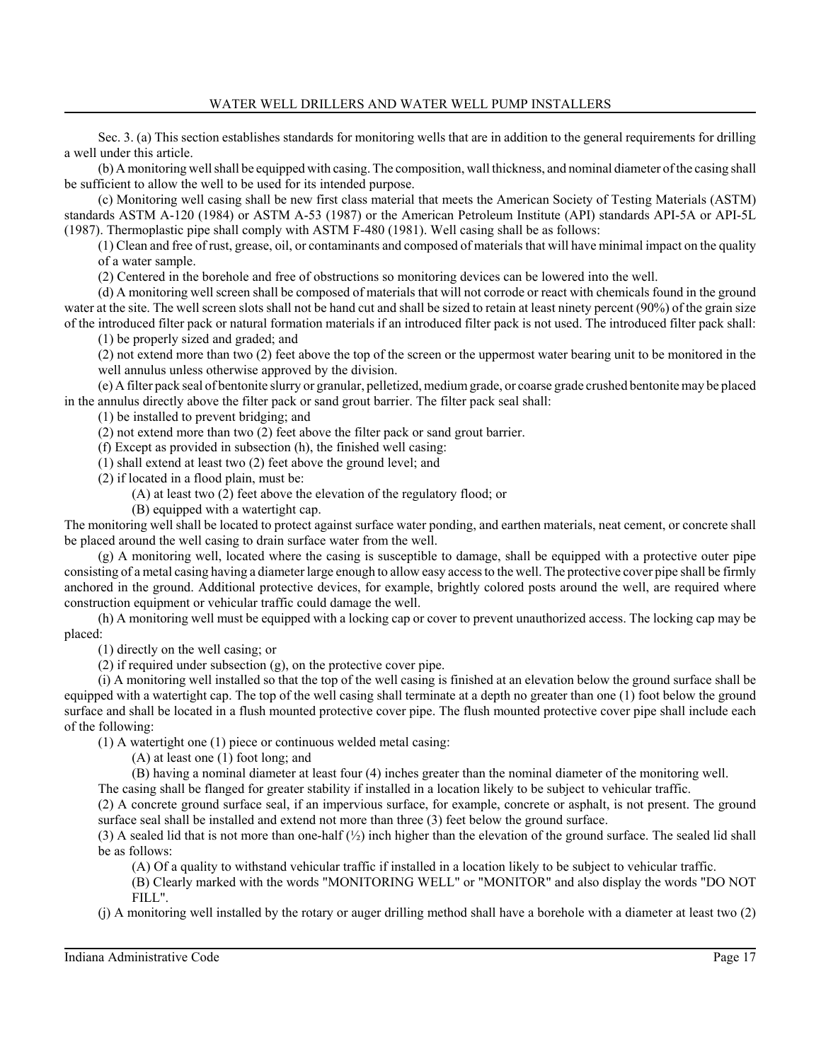Sec. 3. (a) This section establishes standards for monitoring wells that are in addition to the general requirements for drilling a well under this article.

(b) A monitoring well shall be equipped with casing. The composition, wall thickness, and nominal diameter of the casing shall be sufficient to allow the well to be used for its intended purpose.

(c) Monitoring well casing shall be new first class material that meets the American Society of Testing Materials (ASTM) standards ASTM A-120 (1984) or ASTM A-53 (1987) or the American Petroleum Institute (API) standards API-5A or API-5L (1987). Thermoplastic pipe shall comply with ASTM F-480 (1981). Well casing shall be as follows:

(1) Clean and free of rust, grease, oil, or contaminants and composed of materials that will have minimal impact on the quality of a water sample.

(2) Centered in the borehole and free of obstructions so monitoring devices can be lowered into the well.

(d) A monitoring well screen shall be composed of materials that will not corrode or react with chemicals found in the ground water at the site. The well screen slots shall not be hand cut and shall be sized to retain at least ninety percent (90%) of the grain size of the introduced filter pack or natural formation materials if an introduced filter pack is not used. The introduced filter pack shall:

(1) be properly sized and graded; and

(2) not extend more than two (2) feet above the top of the screen or the uppermost water bearing unit to be monitored in the well annulus unless otherwise approved by the division.

(e) A filter pack seal of bentonite slurry or granular, pelletized, medium grade, or coarse grade crushed bentonite may be placed in the annulus directly above the filter pack or sand grout barrier. The filter pack seal shall:

(1) be installed to prevent bridging; and

(2) not extend more than two (2) feet above the filter pack or sand grout barrier.

(f) Except as provided in subsection (h), the finished well casing:

(1) shall extend at least two (2) feet above the ground level; and

(2) if located in a flood plain, must be:

(A) at least two (2) feet above the elevation of the regulatory flood; or

(B) equipped with a watertight cap.

The monitoring well shall be located to protect against surface water ponding, and earthen materials, neat cement, or concrete shall be placed around the well casing to drain surface water from the well.

(g) A monitoring well, located where the casing is susceptible to damage, shall be equipped with a protective outer pipe consisting of a metal casing having a diameter large enough to allow easy access to the well. The protective cover pipe shall be firmly anchored in the ground. Additional protective devices, for example, brightly colored posts around the well, are required where construction equipment or vehicular traffic could damage the well.

(h) A monitoring well must be equipped with a locking cap or cover to prevent unauthorized access. The locking cap may be placed:

(1) directly on the well casing; or

(2) if required under subsection (g), on the protective cover pipe.

(i) A monitoring well installed so that the top of the well casing is finished at an elevation below the ground surface shall be equipped with a watertight cap. The top of the well casing shall terminate at a depth no greater than one (1) foot below the ground surface and shall be located in a flush mounted protective cover pipe. The flush mounted protective cover pipe shall include each of the following:

(1) A watertight one (1) piece or continuous welded metal casing:

(A) at least one (1) foot long; and

(B) having a nominal diameter at least four (4) inches greater than the nominal diameter of the monitoring well.

The casing shall be flanged for greater stability if installed in a location likely to be subject to vehicular traffic.

(2) A concrete ground surface seal, if an impervious surface, for example, concrete or asphalt, is not present. The ground surface seal shall be installed and extend not more than three (3) feet below the ground surface.

(3) A sealed lid that is not more than one-half (½) inch higher than the elevation of the ground surface. The sealed lid shall be as follows:

(A) Of a quality to withstand vehicular traffic if installed in a location likely to be subject to vehicular traffic.

(B) Clearly marked with the words "MONITORING WELL" or "MONITOR" and also display the words "DO NOT FILL".

(j) A monitoring well installed by the rotary or auger drilling method shall have a borehole with a diameter at least two (2)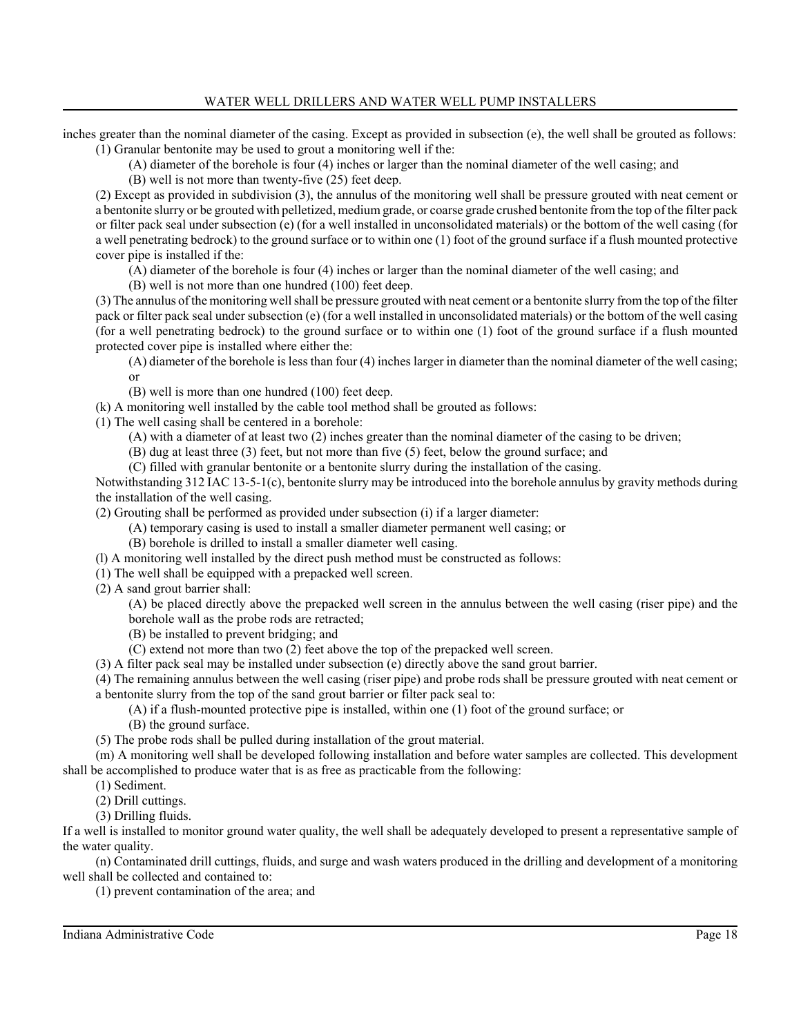inches greater than the nominal diameter of the casing. Except as provided in subsection (e), the well shall be grouted as follows:

(1) Granular bentonite may be used to grout a monitoring well if the:

(A) diameter of the borehole is four (4) inches or larger than the nominal diameter of the well casing; and

(B) well is not more than twenty-five (25) feet deep.

(2) Except as provided in subdivision (3), the annulus of the monitoring well shall be pressure grouted with neat cement or a bentonite slurry or be grouted with pelletized, medium grade, or coarse grade crushed bentonite from the top of the filter pack or filter pack seal under subsection (e) (for a well installed in unconsolidated materials) or the bottom of the well casing (for a well penetrating bedrock) to the ground surface or to within one (1) foot of the ground surface if a flush mounted protective cover pipe is installed if the:

(A) diameter of the borehole is four (4) inches or larger than the nominal diameter of the well casing; and

(B) well is not more than one hundred (100) feet deep.

(3) The annulus of the monitoring well shall be pressure grouted with neat cement or a bentonite slurry from the top of the filter pack or filter pack seal under subsection (e) (for a well installed in unconsolidated materials) or the bottom of the well casing (for a well penetrating bedrock) to the ground surface or to within one (1) foot of the ground surface if a flush mounted protected cover pipe is installed where either the:

(A) diameter of the borehole is less than four (4) inches larger in diameter than the nominal diameter of the well casing; or

(B) well is more than one hundred (100) feet deep.

(k) A monitoring well installed by the cable tool method shall be grouted as follows:

(1) The well casing shall be centered in a borehole:

(A) with a diameter of at least two (2) inches greater than the nominal diameter of the casing to be driven;

(B) dug at least three (3) feet, but not more than five (5) feet, below the ground surface; and

(C) filled with granular bentonite or a bentonite slurry during the installation of the casing.

Notwithstanding 312 IAC 13-5-1(c), bentonite slurry may be introduced into the borehole annulus by gravity methods during the installation of the well casing.

(2) Grouting shall be performed as provided under subsection (i) if a larger diameter:

(A) temporary casing is used to install a smaller diameter permanent well casing; or

(B) borehole is drilled to install a smaller diameter well casing.

(l) A monitoring well installed by the direct push method must be constructed as follows:

(1) The well shall be equipped with a prepacked well screen.

(2) A sand grout barrier shall:

(A) be placed directly above the prepacked well screen in the annulus between the well casing (riser pipe) and the borehole wall as the probe rods are retracted;

(B) be installed to prevent bridging; and

(C) extend not more than two (2) feet above the top of the prepacked well screen.

(3) A filter pack seal may be installed under subsection (e) directly above the sand grout barrier.

(4) The remaining annulus between the well casing (riser pipe) and probe rods shall be pressure grouted with neat cement or a bentonite slurry from the top of the sand grout barrier or filter pack seal to:

(A) if a flush-mounted protective pipe is installed, within one (1) foot of the ground surface; or

(B) the ground surface.

(5) The probe rods shall be pulled during installation of the grout material.

(m) A monitoring well shall be developed following installation and before water samples are collected. This development shall be accomplished to produce water that is as free as practicable from the following:

(1) Sediment.

(2) Drill cuttings.

(3) Drilling fluids.

If a well is installed to monitor ground water quality, the well shall be adequately developed to present a representative sample of the water quality.

(n) Contaminated drill cuttings, fluids, and surge and wash waters produced in the drilling and development of a monitoring well shall be collected and contained to:

(1) prevent contamination of the area; and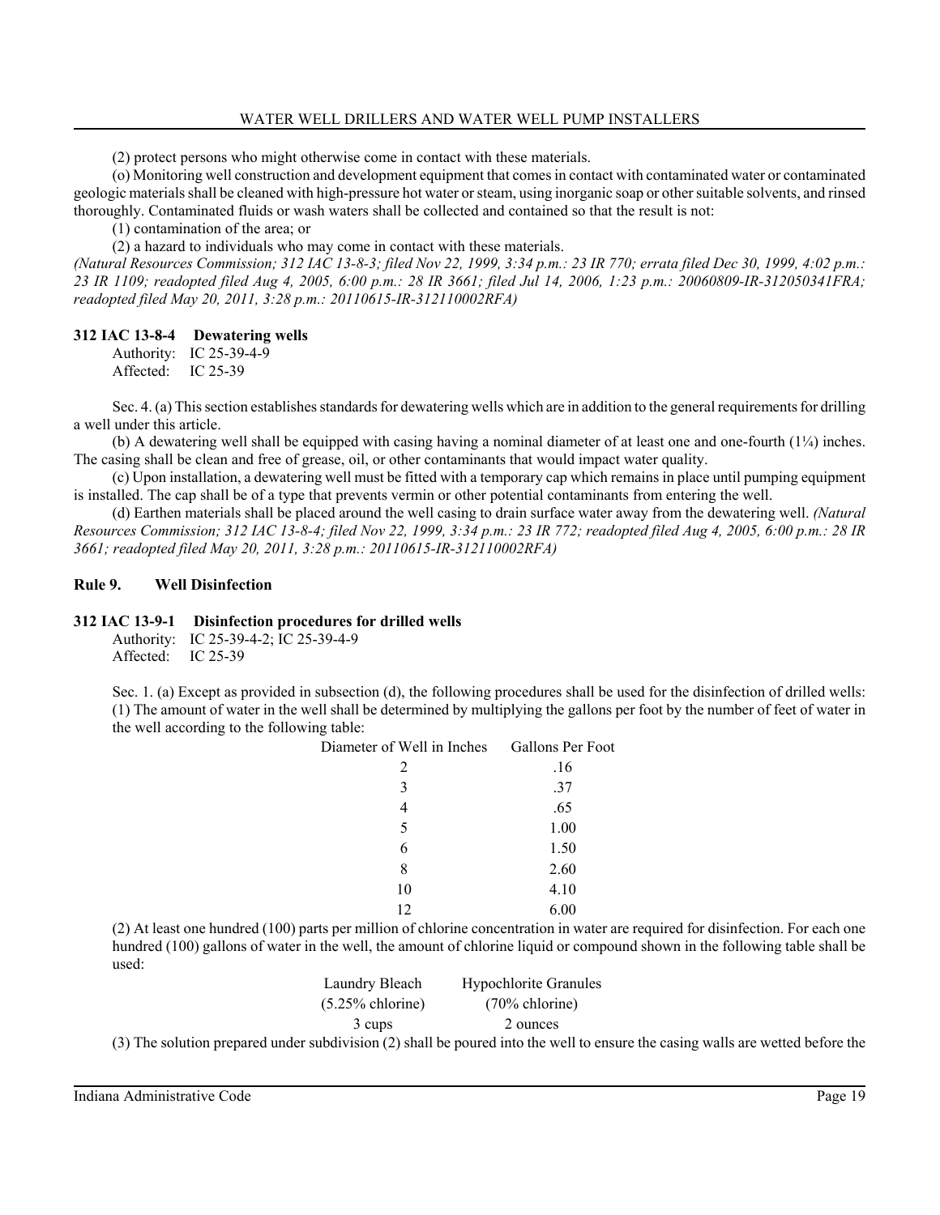(2) protect persons who might otherwise come in contact with these materials.

(o) Monitoring well construction and development equipment that comes in contact with contaminated water or contaminated geologic materials shall be cleaned with high-pressure hot water or steam, using inorganic soap or other suitable solvents, and rinsed thoroughly. Contaminated fluids or wash waters shall be collected and contained so that the result is not:

(1) contamination of the area; or

(2) a hazard to individuals who may come in contact with these materials.

*(Natural Resources Commission; 312 IAC 13-8-3; filed Nov 22, 1999, 3:34 p.m.: 23 IR 770; errata filed Dec 30, 1999, 4:02 p.m.: 23 IR 1109; readopted filed Aug 4, 2005, 6:00 p.m.: 28 IR 3661; filed Jul 14, 2006, 1:23 p.m.: 20060809-IR-312050341FRA; readopted filed May 20, 2011, 3:28 p.m.: 20110615-IR-312110002RFA)*

### 312 IAC 13-8-4 Dewatering wells

Authority: IC 25-39-4-9
Affected: IC 25-39

Sec. 4. (a) This section establishes standards for dewatering wells which are in addition to the general requirements for drilling a well under this article.

(b) A dewatering well shall be equipped with casing having a nominal diameter of at least one and one-fourth (1¼) inches. The casing shall be clean and free of grease, oil, or other contaminants that would impact water quality.

(c) Upon installation, a dewatering well must be fitted with a temporary cap which remains in place until pumping equipment is installed. The cap shall be of a type that prevents vermin or other potential contaminants from entering the well.

(d) Earthen materials shall be placed around the well casing to drain surface water away from the dewatering well. *(Natural Resources Commission; 312 IAC 13-8-4; filed Nov 22, 1999, 3:34 p.m.: 23 IR 772; readopted filed Aug 4, 2005, 6:00 p.m.: 28 IR 3661; readopted filed May 20, 2011, 3:28 p.m.: 20110615-IR-312110002RFA)*

## Rule 9. Well Disinfection

### 312 IAC 13-9-1 Disinfection procedures for drilled wells

Authority: IC 25-39-4-2; IC 25-39-4-9
Affected: IC 25-39

Sec. 1. (a) Except as provided in subsection (d), the following procedures shall be used for the disinfection of drilled wells:

(1) The amount of water in the well shall be determined by multiplying the gallons per foot by the number of feet of water in the well according to the following table:

| Diameter of Well in Inches | Gallons Per Foot |
|---|---|
| 2 | .16 |
| 3 | .37 |
| 4 | .65 |
| 5 | 1.00 |
| 6 | 1.50 |
| 8 | 2.60 |
| 10 | 4.10 |
| 12 | 6.00 |

(2) At least one hundred (100) parts per million of chlorine concentration in water are required for disinfection. For each one hundred (100) gallons of water in the well, the amount of chlorine liquid or compound shown in the following table shall be used:

| Laundry Bleach (5.25% chlorine) | Hypochlorite Granules (70% chlorine) |
|---|---|
| 3 cups | 2 ounces |

(3) The solution prepared under subdivision (2) shall be poured into the well to ensure the casing walls are wetted before the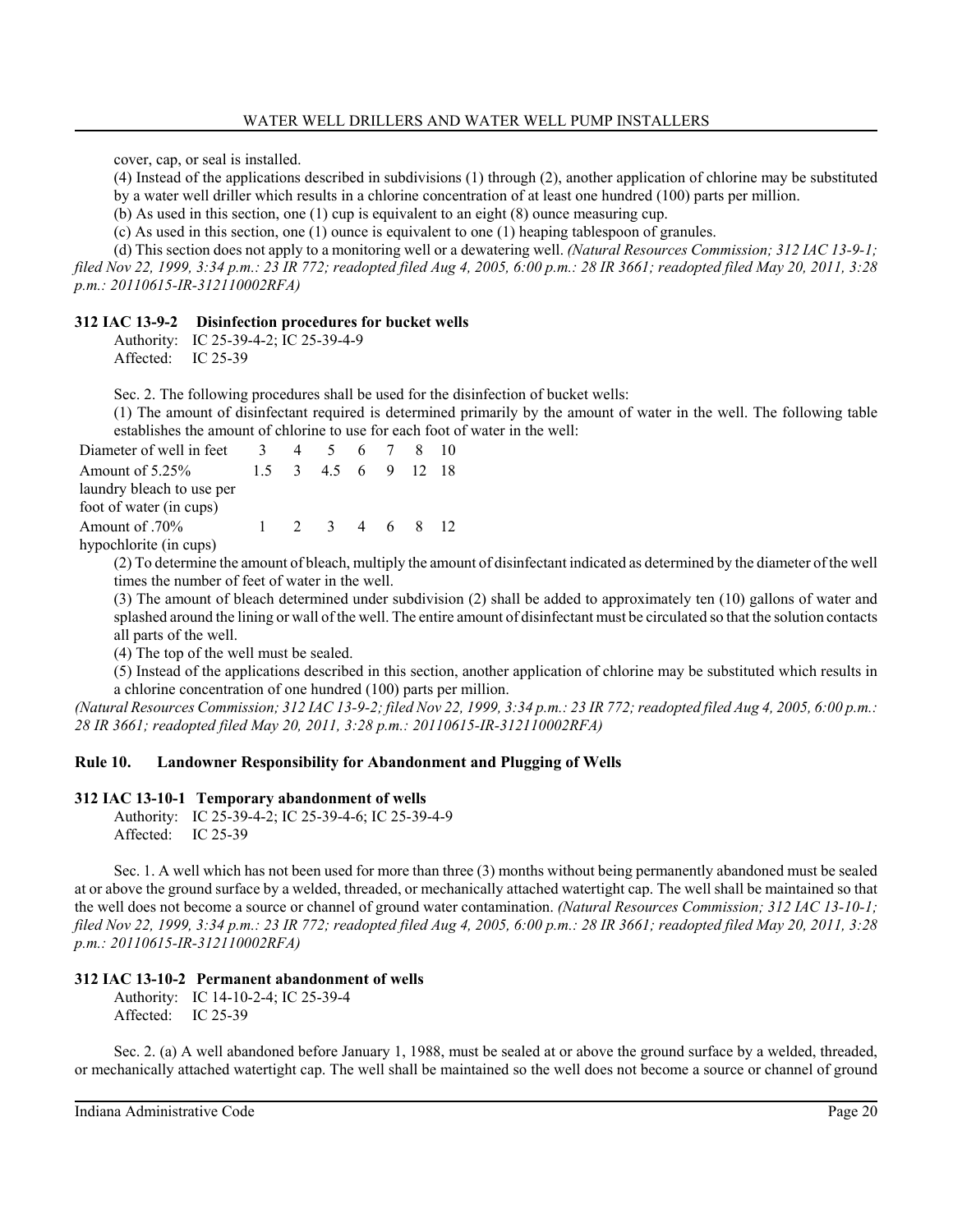cover, cap, or seal is installed.

(4) Instead of the applications described in subdivisions (1) through (2), another application of chlorine may be substituted by a water well driller which results in a chlorine concentration of at least one hundred (100) parts per million.

(b) As used in this section, one (1) cup is equivalent to an eight (8) ounce measuring cup.

(c) As used in this section, one (1) ounce is equivalent to one (1) heaping tablespoon of granules.

(d) This section does not apply to a monitoring well or a dewatering well. *(Natural Resources Commission; 312 IAC 13-9-1; filed Nov 22, 1999, 3:34 p.m.: 23 IR 772; readopted filed Aug 4, 2005, 6:00 p.m.: 28 IR 3661; readopted filed May 20, 2011, 3:28 p.m.: 20110615-IR-312110002RFA)*

### 312 IAC 13-9-2 Disinfection procedures for bucket wells

Authority: IC 25-39-4-2; IC 25-39-4-9
Affected: IC 25-39

Sec. 2. The following procedures shall be used for the disinfection of bucket wells:

(1) The amount of disinfectant required is determined primarily by the amount of water in the well. The following table establishes the amount of chlorine to use for each foot of water in the well:

| Diameter of well in feet | 3 | 4 | 5 | 6 | 7 | 8 | 10 |
|---|---|---|---|---|---|---|---|
| Amount of 5.25% laundry bleach to use per foot of water (in cups) | 1.5 | 3 | 4.5 | 6 | 9 | 12 | 18 |
| Amount of .70% hypochlorite (in cups) | 1 | 2 | 3 | 4 | 6 | 8 | 12 |

(2) To determine the amount of bleach, multiply the amount of disinfectant indicated as determined by the diameter of the well times the number of feet of water in the well.

(3) The amount of bleach determined under subdivision (2) shall be added to approximately ten (10) gallons of water and splashed around the lining or wall of the well. The entire amount of disinfectant must be circulated so that the solution contacts all parts of the well.

(4) The top of the well must be sealed.

(5) Instead of the applications described in this section, another application of chlorine may be substituted which results in a chlorine concentration of one hundred (100) parts per million.

*(Natural Resources Commission; 312 IAC 13-9-2; filed Nov 22, 1999, 3:34 p.m.: 23 IR 772; readopted filed Aug 4, 2005, 6:00 p.m.: 28 IR 3661; readopted filed May 20, 2011, 3:28 p.m.: 20110615-IR-312110002RFA)*

## Rule 10. Landowner Responsibility for Abandonment and Plugging of Wells

### 312 IAC 13-10-1 Temporary abandonment of wells

Authority: IC 25-39-4-2; IC 25-39-4-6; IC 25-39-4-9
Affected: IC 25-39

Sec. 1. A well which has not been used for more than three (3) months without being permanently abandoned must be sealed at or above the ground surface by a welded, threaded, or mechanically attached watertight cap. The well shall be maintained so that the well does not become a source or channel of ground water contamination. *(Natural Resources Commission; 312 IAC 13-10-1; filed Nov 22, 1999, 3:34 p.m.: 23 IR 772; readopted filed Aug 4, 2005, 6:00 p.m.: 28 IR 3661; readopted filed May 20, 2011, 3:28 p.m.: 20110615-IR-312110002RFA)*

### 312 IAC 13-10-2 Permanent abandonment of wells

Authority: IC 14-10-2-4; IC 25-39-4
Affected: IC 25-39

Sec. 2. (a) A well abandoned before January 1, 1988, must be sealed at or above the ground surface by a welded, threaded, or mechanically attached watertight cap. The well shall be maintained so the well does not become a source or channel of ground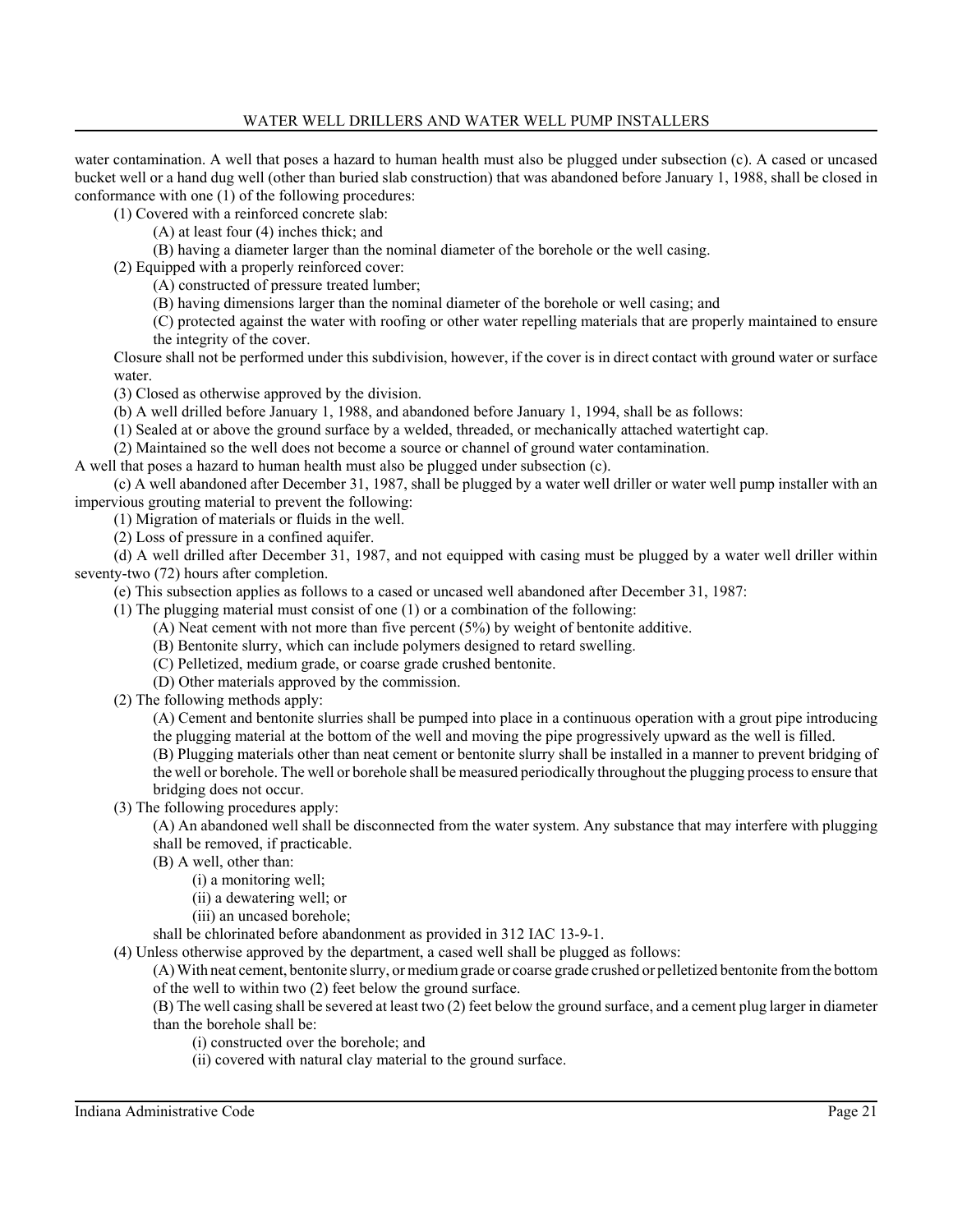water contamination. A well that poses a hazard to human health must also be plugged under subsection (c). A cased or uncased bucket well or a hand dug well (other than buried slab construction) that was abandoned before January 1, 1988, shall be closed in conformance with one (1) of the following procedures:

(1) Covered with a reinforced concrete slab:

(A) at least four (4) inches thick; and

(B) having a diameter larger than the nominal diameter of the borehole or the well casing.

(2) Equipped with a properly reinforced cover:

(A) constructed of pressure treated lumber;

(B) having dimensions larger than the nominal diameter of the borehole or well casing; and

(C) protected against the water with roofing or other water repelling materials that are properly maintained to ensure the integrity of the cover.

Closure shall not be performed under this subdivision, however, if the cover is in direct contact with ground water or surface water.

(3) Closed as otherwise approved by the division.

(b) A well drilled before January 1, 1988, and abandoned before January 1, 1994, shall be as follows:

(1) Sealed at or above the ground surface by a welded, threaded, or mechanically attached watertight cap.

(2) Maintained so the well does not become a source or channel of ground water contamination.

A well that poses a hazard to human health must also be plugged under subsection (c).

(c) A well abandoned after December 31, 1987, shall be plugged by a water well driller or water well pump installer with an impervious grouting material to prevent the following:

(1) Migration of materials or fluids in the well.

(2) Loss of pressure in a confined aquifer.

(d) A well drilled after December 31, 1987, and not equipped with casing must be plugged by a water well driller within seventy-two (72) hours after completion.

(e) This subsection applies as follows to a cased or uncased well abandoned after December 31, 1987:

(1) The plugging material must consist of one (1) or a combination of the following:

(A) Neat cement with not more than five percent (5%) by weight of bentonite additive.

(B) Bentonite slurry, which can include polymers designed to retard swelling.

(C) Pelletized, medium grade, or coarse grade crushed bentonite.

(D) Other materials approved by the commission.

(2) The following methods apply:

(A) Cement and bentonite slurries shall be pumped into place in a continuous operation with a grout pipe introducing the plugging material at the bottom of the well and moving the pipe progressively upward as the well is filled.

(B) Plugging materials other than neat cement or bentonite slurry shall be installed in a manner to prevent bridging of the well or borehole. The well or borehole shall be measured periodically throughout the plugging process to ensure that bridging does not occur.

(3) The following procedures apply:

(A) An abandoned well shall be disconnected from the water system. Any substance that may interfere with plugging shall be removed, if practicable.

(B) A well, other than:

(i) a monitoring well;

(ii) a dewatering well; or

(iii) an uncased borehole;

shall be chlorinated before abandonment as provided in 312 IAC 13-9-1.

(4) Unless otherwise approved by the department, a cased well shall be plugged as follows:

(A) With neat cement, bentonite slurry, or medium grade or coarse grade crushed or pelletized bentonite from the bottom of the well to within two (2) feet below the ground surface.

(B) The well casing shall be severed at least two (2) feet below the ground surface, and a cement plug larger in diameter than the borehole shall be:

(i) constructed over the borehole; and

(ii) covered with natural clay material to the ground surface.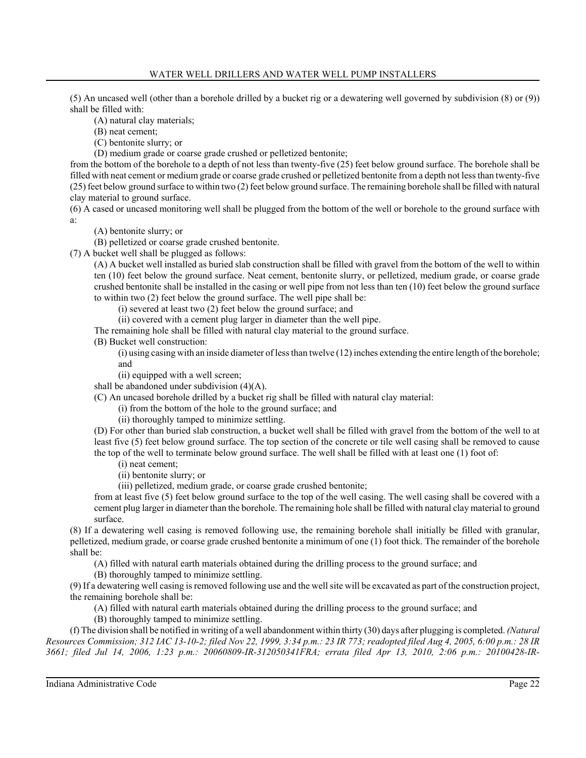(5) An uncased well (other than a borehole drilled by a bucket rig or a dewatering well governed by subdivision (8) or (9)) shall be filled with:

(A) natural clay materials;

(B) neat cement;

(C) bentonite slurry; or

(D) medium grade or coarse grade crushed or pelletized bentonite;

from the bottom of the borehole to a depth of not less than twenty-five (25) feet below ground surface. The borehole shall be filled with neat cement or medium grade or coarse grade crushed or pelletized bentonite from a depth not less than twenty-five (25) feet below ground surface to within two (2) feet below ground surface. The remaining borehole shall be filled with natural clay material to ground surface.

(6) A cased or uncased monitoring well shall be plugged from the bottom of the well or borehole to the ground surface with a:

(A) bentonite slurry; or

(B) pelletized or coarse grade crushed bentonite.

(7) A bucket well shall be plugged as follows:

(A) A bucket well installed as buried slab construction shall be filled with gravel from the bottom of the well to within ten (10) feet below the ground surface. Neat cement, bentonite slurry, or pelletized, medium grade, or coarse grade crushed bentonite shall be installed in the casing or well pipe from not less than ten (10) feet below the ground surface to within two (2) feet below the ground surface. The well pipe shall be:

(i) severed at least two (2) feet below the ground surface; and

(ii) covered with a cement plug larger in diameter than the well pipe.

The remaining hole shall be filled with natural clay material to the ground surface.

(B) Bucket well construction:

(i) using casing with an inside diameter of less than twelve (12) inches extending the entire length of the borehole; and

(ii) equipped with a well screen;

shall be abandoned under subdivision (4)(A).

(C) An uncased borehole drilled by a bucket rig shall be filled with natural clay material:

(i) from the bottom of the hole to the ground surface; and

(ii) thoroughly tamped to minimize settling.

(D) For other than buried slab construction, a bucket well shall be filled with gravel from the bottom of the well to at least five (5) feet below ground surface. The top section of the concrete or tile well casing shall be removed to cause the top of the well to terminate below ground surface. The well shall be filled with at least one (1) foot of:

(i) neat cement;

(ii) bentonite slurry; or

(iii) pelletized, medium grade, or coarse grade crushed bentonite;

from at least five (5) feet below ground surface to the top of the well casing. The well casing shall be covered with a cement plug larger in diameter than the borehole. The remaining hole shall be filled with natural clay material to ground surface.

(8) If a dewatering well casing is removed following use, the remaining borehole shall initially be filled with granular, pelletized, medium grade, or coarse grade crushed bentonite a minimum of one (1) foot thick. The remainder of the borehole shall be:

(A) filled with natural earth materials obtained during the drilling process to the ground surface; and

(B) thoroughly tamped to minimize settling.

(9) If a dewatering well casing is removed following use and the well site will be excavated as part of the construction project, the remaining borehole shall be:

(A) filled with natural earth materials obtained during the drilling process to the ground surface; and

(B) thoroughly tamped to minimize settling.

(f) The division shall be notified in writing of a well abandonment within thirty (30) days after plugging is completed. *(Natural Resources Commission; 312 IAC 13-10-2; filed Nov 22, 1999, 3:34 p.m.: 23 IR 773; readopted filed Aug 4, 2005, 6:00 p.m.: 28 IR 3661; filed Jul 14, 2006, 1:23 p.m.: 20060809-IR-312050341FRA; errata filed Apr 13, 2010, 2:06 p.m.: 20100428-IR-*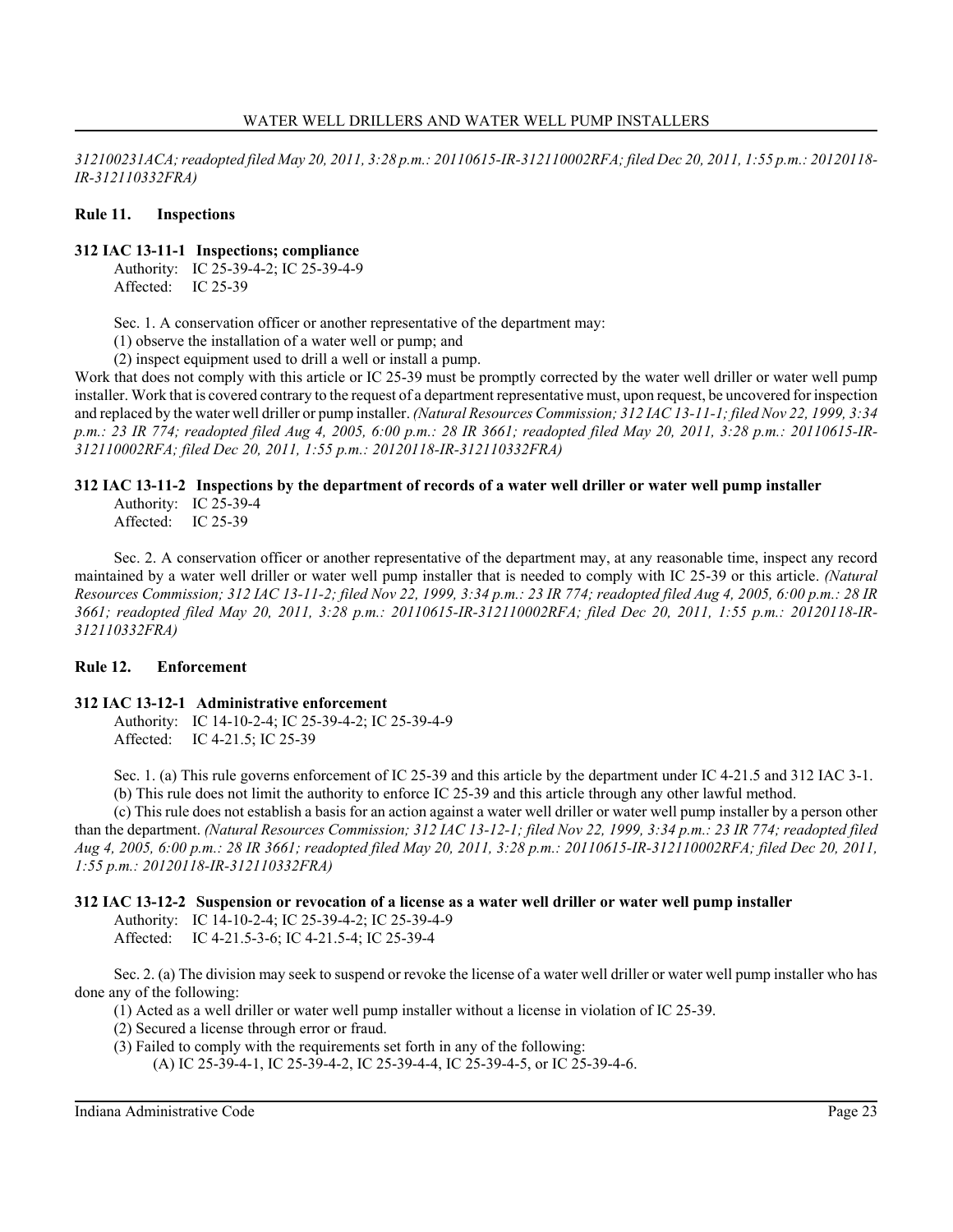*312100231ACA; readopted filed May 20, 2011, 3:28 p.m.: 20110615-IR-312110002RFA; filed Dec 20, 2011, 1:55 p.m.: 20120118-IR-312110332FRA)*

## Rule 11. Inspections

### 312 IAC 13-11-1 Inspections; compliance

Authority: IC 25-39-4-2; IC 25-39-4-9
Affected: IC 25-39

Sec. 1. A conservation officer or another representative of the department may:

(1) observe the installation of a water well or pump; and
(2) inspect equipment used to drill a well or install a pump.

Work that does not comply with this article or IC 25-39 must be promptly corrected by the water well driller or water well pump installer. Work that is covered contrary to the request of a department representative must, upon request, be uncovered for inspection and replaced by the water well driller or pump installer. *(Natural Resources Commission; 312 IAC 13-11-1; filed Nov 22, 1999, 3:34 p.m.: 23 IR 774; readopted filed Aug 4, 2005, 6:00 p.m.: 28 IR 3661; readopted filed May 20, 2011, 3:28 p.m.: 20110615-IR-312110002RFA; filed Dec 20, 2011, 1:55 p.m.: 20120118-IR-312110332FRA)*

### 312 IAC 13-11-2 Inspections by the department of records of a water well driller or water well pump installer

Authority: IC 25-39-4
Affected: IC 25-39

Sec. 2. A conservation officer or another representative of the department may, at any reasonable time, inspect any record maintained by a water well driller or water well pump installer that is needed to comply with IC 25-39 or this article. *(Natural Resources Commission; 312 IAC 13-11-2; filed Nov 22, 1999, 3:34 p.m.: 23 IR 774; readopted filed Aug 4, 2005, 6:00 p.m.: 28 IR 3661; readopted filed May 20, 2011, 3:28 p.m.: 20110615-IR-312110002RFA; filed Dec 20, 2011, 1:55 p.m.: 20120118-IR-312110332FRA)*

## Rule 12. Enforcement

### 312 IAC 13-12-1 Administrative enforcement

Authority: IC 14-10-2-4; IC 25-39-4-2; IC 25-39-4-9
Affected: IC 4-21.5; IC 25-39

Sec. 1. (a) This rule governs enforcement of IC 25-39 and this article by the department under IC 4-21.5 and 312 IAC 3-1.

(b) This rule does not limit the authority to enforce IC 25-39 and this article through any other lawful method.

(c) This rule does not establish a basis for an action against a water well driller or water well pump installer by a person other than the department. *(Natural Resources Commission; 312 IAC 13-12-1; filed Nov 22, 1999, 3:34 p.m.: 23 IR 774; readopted filed Aug 4, 2005, 6:00 p.m.: 28 IR 3661; readopted filed May 20, 2011, 3:28 p.m.: 20110615-IR-312110002RFA; filed Dec 20, 2011, 1:55 p.m.: 20120118-IR-312110332FRA)*

### 312 IAC 13-12-2 Suspension or revocation of a license as a water well driller or water well pump installer

Authority: IC 14-10-2-4; IC 25-39-4-2; IC 25-39-4-9
Affected: IC 4-21.5-3-6; IC 4-21.5-4; IC 25-39-4

Sec. 2. (a) The division may seek to suspend or revoke the license of a water well driller or water well pump installer who has done any of the following:

(1) Acted as a well driller or water well pump installer without a license in violation of IC 25-39.
(2) Secured a license through error or fraud.
(3) Failed to comply with the requirements set forth in any of the following:
  (A) IC 25-39-4-1, IC 25-39-4-2, IC 25-39-4-4, IC 25-39-4-5, or IC 25-39-4-6.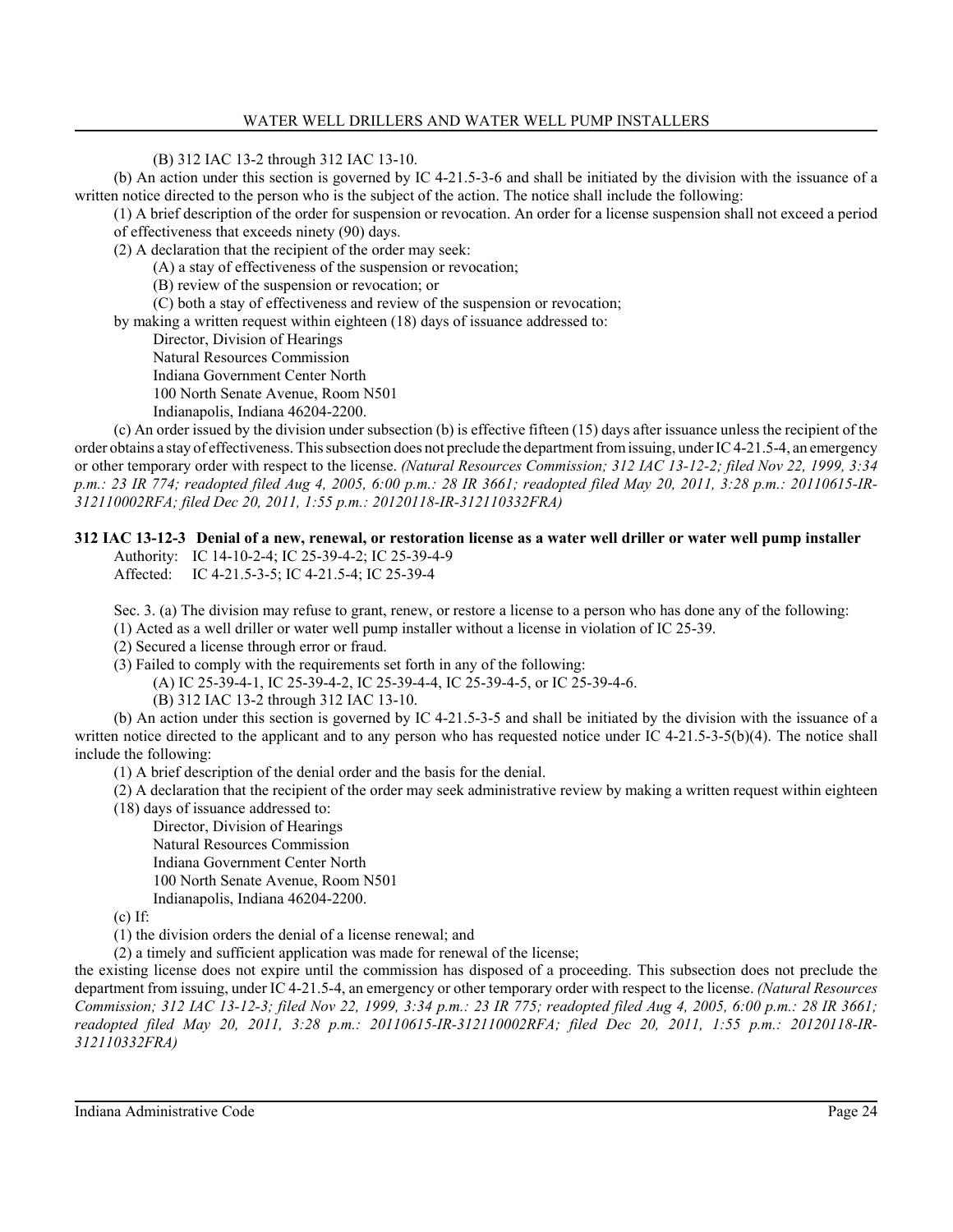(B) 312 IAC 13-2 through 312 IAC 13-10.

(b) An action under this section is governed by IC 4-21.5-3-6 and shall be initiated by the division with the issuance of a written notice directed to the person who is the subject of the action. The notice shall include the following:

(1) A brief description of the order for suspension or revocation. An order for a license suspension shall not exceed a period of effectiveness that exceeds ninety (90) days.

(2) A declaration that the recipient of the order may seek:

(A) a stay of effectiveness of the suspension or revocation;

(B) review of the suspension or revocation; or

(C) both a stay of effectiveness and review of the suspension or revocation;

by making a written request within eighteen (18) days of issuance addressed to:

Director, Division of Hearings
Natural Resources Commission
Indiana Government Center North
100 North Senate Avenue, Room N501
Indianapolis, Indiana 46204-2200.

(c) An order issued by the division under subsection (b) is effective fifteen (15) days after issuance unless the recipient of the order obtains a stay of effectiveness. This subsection does not preclude the department from issuing, under IC 4-21.5-4, an emergency or other temporary order with respect to the license. *(Natural Resources Commission; 312 IAC 13-12-2; filed Nov 22, 1999, 3:34 p.m.: 23 IR 774; readopted filed Aug 4, 2005, 6:00 p.m.: 28 IR 3661; readopted filed May 20, 2011, 3:28 p.m.: 20110615-IR-312110002RFA; filed Dec 20, 2011, 1:55 p.m.: 20120118-IR-312110332FRA)*

**312 IAC 13-12-3 Denial of a new, renewal, or restoration license as a water well driller or water well pump installer**

Authority: IC 14-10-2-4; IC 25-39-4-2; IC 25-39-4-9
Affected: IC 4-21.5-3-5; IC 4-21.5-4; IC 25-39-4

Sec. 3. (a) The division may refuse to grant, renew, or restore a license to a person who has done any of the following:

(1) Acted as a well driller or water well pump installer without a license in violation of IC 25-39.

(2) Secured a license through error or fraud.

(3) Failed to comply with the requirements set forth in any of the following:

(A) IC 25-39-4-1, IC 25-39-4-2, IC 25-39-4-4, IC 25-39-4-5, or IC 25-39-4-6.

(B) 312 IAC 13-2 through 312 IAC 13-10.

(b) An action under this section is governed by IC 4-21.5-3-5 and shall be initiated by the division with the issuance of a written notice directed to the applicant and to any person who has requested notice under IC 4-21.5-3-5(b)(4). The notice shall include the following:

(1) A brief description of the denial order and the basis for the denial.

(2) A declaration that the recipient of the order may seek administrative review by making a written request within eighteen (18) days of issuance addressed to:

Director, Division of Hearings
Natural Resources Commission
Indiana Government Center North
100 North Senate Avenue, Room N501
Indianapolis, Indiana 46204-2200.

(c) If:

(1) the division orders the denial of a license renewal; and

(2) a timely and sufficient application was made for renewal of the license;

the existing license does not expire until the commission has disposed of a proceeding. This subsection does not preclude the department from issuing, under IC 4-21.5-4, an emergency or other temporary order with respect to the license. *(Natural Resources Commission; 312 IAC 13-12-3; filed Nov 22, 1999, 3:34 p.m.: 23 IR 775; readopted filed Aug 4, 2005, 6:00 p.m.: 28 IR 3661; readopted filed May 20, 2011, 3:28 p.m.: 20110615-IR-312110002RFA; filed Dec 20, 2011, 1:55 p.m.: 20120118-IR-312110332FRA)*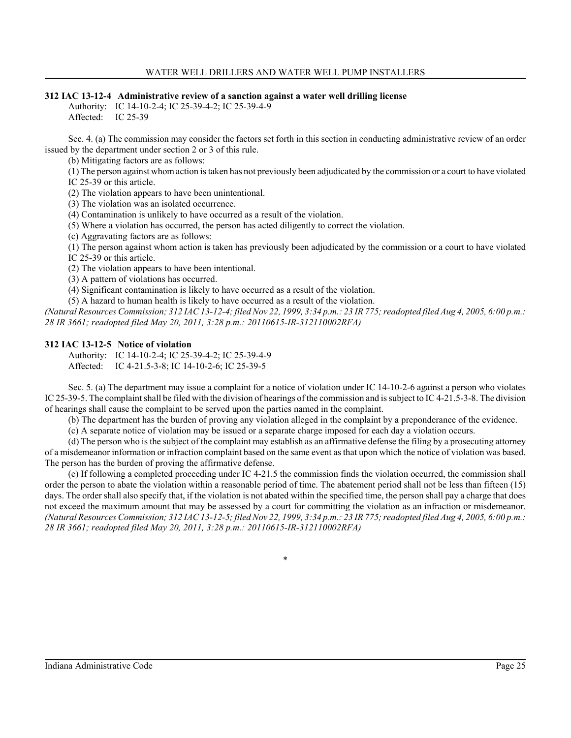### 312 IAC 13-12-4 Administrative review of a sanction against a water well drilling license

Authority: IC 14-10-2-4; IC 25-39-4-2; IC 25-39-4-9
Affected: IC 25-39

Sec. 4. (a) The commission may consider the factors set forth in this section in conducting administrative review of an order issued by the department under section 2 or 3 of this rule.

(b) Mitigating factors are as follows:

(1) The person against whom action is taken has not previously been adjudicated by the commission or a court to have violated IC 25-39 or this article.

(2) The violation appears to have been unintentional.

(3) The violation was an isolated occurrence.

(4) Contamination is unlikely to have occurred as a result of the violation.

(5) Where a violation has occurred, the person has acted diligently to correct the violation.

(c) Aggravating factors are as follows:

(1) The person against whom action is taken has previously been adjudicated by the commission or a court to have violated IC 25-39 or this article.

(2) The violation appears to have been intentional.

(3) A pattern of violations has occurred.

(4) Significant contamination is likely to have occurred as a result of the violation.

(5) A hazard to human health is likely to have occurred as a result of the violation.

*(Natural Resources Commission; 312 IAC 13-12-4; filed Nov 22, 1999, 3:34 p.m.: 23 IR 775; readopted filed Aug 4, 2005, 6:00 p.m.: 28 IR 3661; readopted filed May 20, 2011, 3:28 p.m.: 20110615-IR-312110002RFA)*

### 312 IAC 13-12-5 Notice of violation

Authority: IC 14-10-2-4; IC 25-39-4-2; IC 25-39-4-9
Affected: IC 4-21.5-3-8; IC 14-10-2-6; IC 25-39-5

Sec. 5. (a) The department may issue a complaint for a notice of violation under IC 14-10-2-6 against a person who violates IC 25-39-5. The complaint shall be filed with the division of hearings of the commission and is subject to IC 4-21.5-3-8. The division of hearings shall cause the complaint to be served upon the parties named in the complaint.

(b) The department has the burden of proving any violation alleged in the complaint by a preponderance of the evidence.

(c) A separate notice of violation may be issued or a separate charge imposed for each day a violation occurs.

(d) The person who is the subject of the complaint may establish as an affirmative defense the filing by a prosecuting attorney of a misdemeanor information or infraction complaint based on the same event as that upon which the notice of violation was based. The person has the burden of proving the affirmative defense.

(e) If following a completed proceeding under IC 4-21.5 the commission finds the violation occurred, the commission shall order the person to abate the violation within a reasonable period of time. The abatement period shall not be less than fifteen (15) days. The order shall also specify that, if the violation is not abated within the specified time, the person shall pay a charge that does not exceed the maximum amount that may be assessed by a court for committing the violation as an infraction or misdemeanor. *(Natural Resources Commission; 312 IAC 13-12-5; filed Nov 22, 1999, 3:34 p.m.: 23 IR 775; readopted filed Aug 4, 2005, 6:00 p.m.: 28 IR 3661; readopted filed May 20, 2011, 3:28 p.m.: 20110615-IR-312110002RFA)*

*